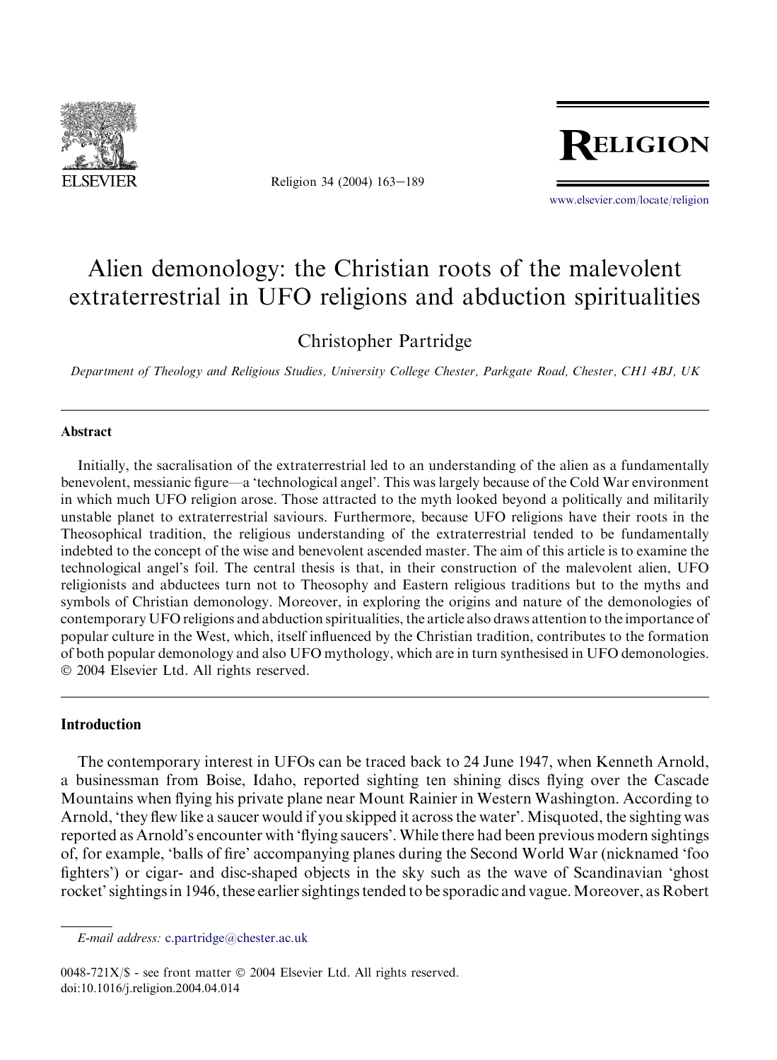# Alien demonology: the Christian roots of the malevolent extraterrestrial in UFO religions and abduction spiritualities

Christopher Partridge

*Department of Theology and Religious Studies, University College Chester, Parkgate Road, Chester, CH1 4BJ, UK*

## Abstract

Initially, the sacralisation of the extraterrestrial led to an understanding of the alien as a fundamentally benevolent, messianic figure—a 'technological angel'. This was largely because of the Cold War environment in which much UFO religion arose. Those attracted to the myth looked beyond a politically and militarily unstable planet to extraterrestrial saviours. Furthermore, because UFO religions have their roots in the Theosophical tradition, the religious understanding of the extraterrestrial tended to be fundamentally indebted to the concept of the wise and benevolent ascended master. The aim of this article is to examine the technological angel's foil. The central thesis is that, in their construction of the malevolent alien, UFO religionists and abductees turn not to Theosophy and Eastern religious traditions but to the myths and symbols of Christian demonology. Moreover, in exploring the origins and nature of the demonologies of contemporary UFO religions and abduction spiritualities, the article also draws attention to the importance of popular culture in the West, which, itself influenced by the Christian tradition, contributes to the formation of both popular demonology and also UFO mythology, which are in turn synthesised in UFO demonologies.
© 2004 Elsevier Ltd. All rights reserved.

## Introduction

The contemporary interest in UFOs can be traced back to 24 June 1947, when Kenneth Arnold, a businessman from Boise, Idaho, reported sighting ten shining discs flying over the Cascade Mountains when flying his private plane near Mount Rainier in Western Washington. According to Arnold, 'they flew like a saucer would if you skipped it across the water'. Misquoted, the sighting was reported as Arnold's encounter with 'flying saucers'. While there had been previous modern sightings of, for example, 'balls of fire' accompanying planes during the Second World War (nicknamed 'foo fighters') or cigar- and disc-shaped objects in the sky such as the wave of Scandinavian 'ghost rocket' sightings in 1946, these earlier sightings tended to be sporadic and vague. Moreover, as Robert

*E-mail address:* c.partridge@chester.ac.uk

0048-721X/$ - see front matter © 2004 Elsevier Ltd. All rights reserved.
doi:10.1016/j.religion.2004.04.014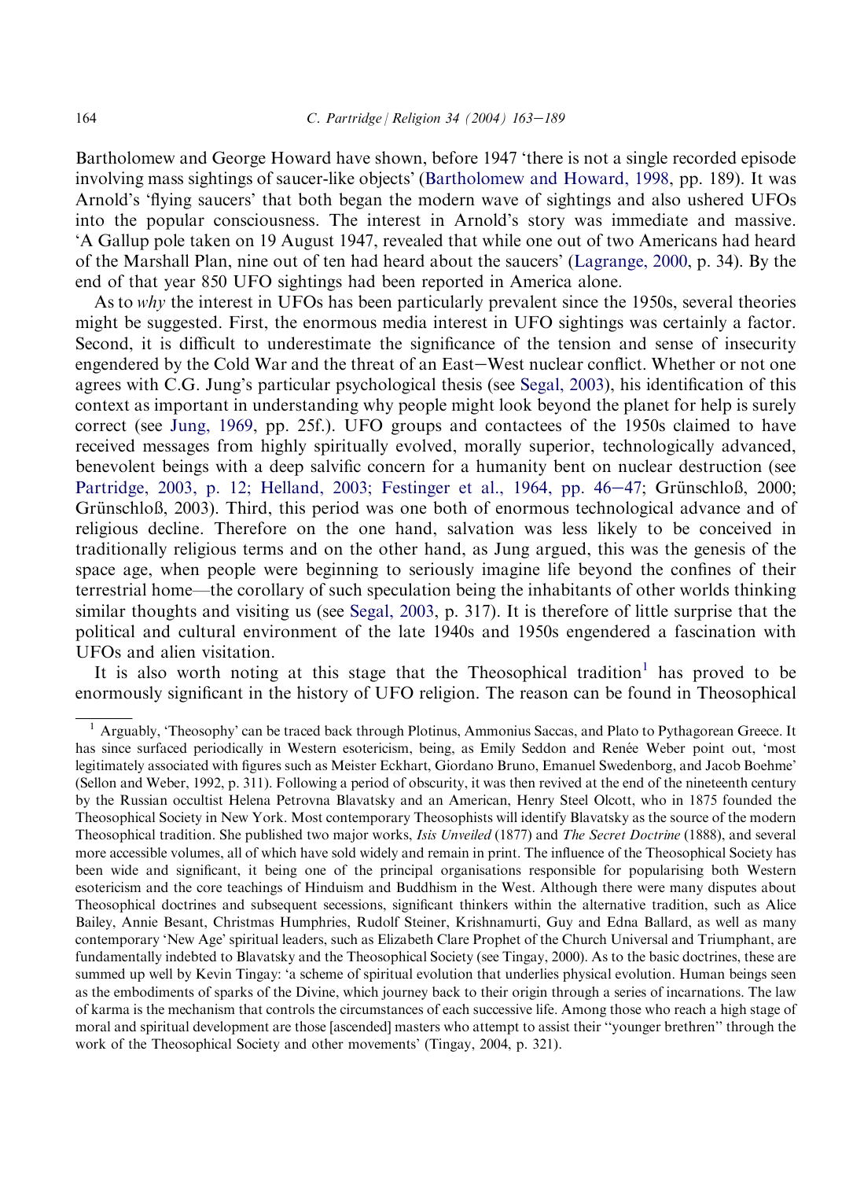Bartholomew and George Howard have shown, before 1947 'there is not a single recorded episode involving mass sightings of saucer-like objects' (Bartholomew and Howard, 1998, pp. 189). It was Arnold's 'flying saucers' that both began the modern wave of sightings and also ushered UFOs into the popular consciousness. The interest in Arnold's story was immediate and massive. 'A Gallup pole taken on 19 August 1947, revealed that while one out of two Americans had heard of the Marshall Plan, nine out of ten had heard about the saucers' (Lagrange, 2000, p. 34). By the end of that year 850 UFO sightings had been reported in America alone.

As to *why* the interest in UFOs has been particularly prevalent since the 1950s, several theories might be suggested. First, the enormous media interest in UFO sightings was certainly a factor. Second, it is difficult to underestimate the significance of the tension and sense of insecurity engendered by the Cold War and the threat of an East–West nuclear conflict. Whether or not one agrees with C.G. Jung's particular psychological thesis (see Segal, 2003), his identification of this context as important in understanding why people might look beyond the planet for help is surely correct (see Jung, 1969, pp. 25f.). UFO groups and contactees of the 1950s claimed to have received messages from highly spiritually evolved, morally superior, technologically advanced, benevolent beings with a deep salvific concern for a humanity bent on nuclear destruction (see Partridge, 2003, p. 12; Helland, 2003; Festinger et al., 1964, pp. 46–47; Grünschloß, 2000; Grünschloß, 2003). Third, this period was one both of enormous technological advance and of religious decline. Therefore on the one hand, salvation was less likely to be conceived in traditionally religious terms and on the other hand, as Jung argued, this was the genesis of the space age, when people were beginning to seriously imagine life beyond the confines of their terrestrial home—the corollary of such speculation being the inhabitants of other worlds thinking similar thoughts and visiting us (see Segal, 2003, p. 317). It is therefore of little surprise that the political and cultural environment of the late 1940s and 1950s engendered a fascination with UFOs and alien visitation.

It is also worth noting at this stage that the Theosophical tradition[1] has proved to be enormously significant in the history of UFO religion. The reason can be found in Theosophical

[1] Arguably, 'Theosophy' can be traced back through Plotinus, Ammonius Saccas, and Plato to Pythagorean Greece. It has since surfaced periodically in Western esotericism, being, as Emily Seddon and Renée Weber point out, 'most legitimately associated with figures such as Meister Eckhart, Giordano Bruno, Emanuel Swedenborg, and Jacob Boehme' (Sellon and Weber, 1992, p. 311). Following a period of obscurity, it was then revived at the end of the nineteenth century by the Russian occultist Helena Petrovna Blavatsky and an American, Henry Steel Olcott, who in 1875 founded the Theosophical Society in New York. Most contemporary Theosophists will identify Blavatsky as the source of the modern Theosophical tradition. She published two major works, *Isis Unveiled* (1877) and *The Secret Doctrine* (1888), and several more accessible volumes, all of which have sold widely and remain in print. The influence of the Theosophical Society has been wide and significant, it being one of the principal organisations responsible for popularising both Western esotericism and the core teachings of Hinduism and Buddhism in the West. Although there were many disputes about Theosophical doctrines and subsequent secessions, significant thinkers within the alternative tradition, such as Alice Bailey, Annie Besant, Christmas Humphries, Rudolf Steiner, Krishnamurti, Guy and Edna Ballard, as well as many contemporary 'New Age' spiritual leaders, such as Elizabeth Clare Prophet of the Church Universal and Triumphant, are fundamentally indebted to Blavatsky and the Theosophical Society (see Tingay, 2000). As to the basic doctrines, these are summed up well by Kevin Tingay: 'a scheme of spiritual evolution that underlies physical evolution. Human beings seen as the embodiments of sparks of the Divine, which journey back to their origin through a series of incarnations. The law of karma is the mechanism that controls the circumstances of each successive life. Among those who reach a high stage of moral and spiritual development are those [ascended] masters who attempt to assist their "younger brethren" through the work of the Theosophical Society and other movements' (Tingay, 2004, p. 321).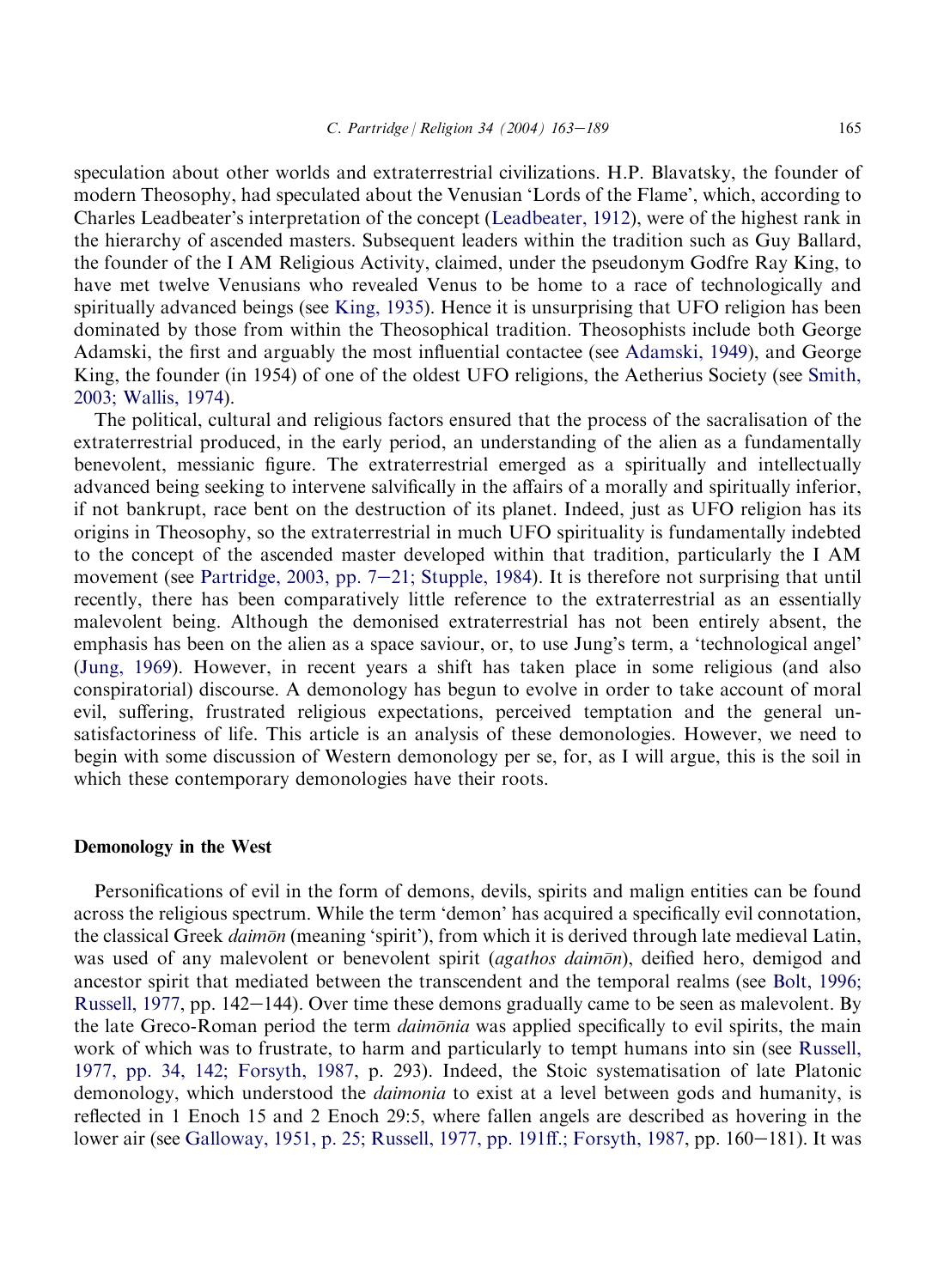speculation about other worlds and extraterrestrial civilizations. H.P. Blavatsky, the founder of modern Theosophy, had speculated about the Venusian 'Lords of the Flame', which, according to Charles Leadbeater's interpretation of the concept (Leadbeater, 1912), were of the highest rank in the hierarchy of ascended masters. Subsequent leaders within the tradition such as Guy Ballard, the founder of the I AM Religious Activity, claimed, under the pseudonym Godfre Ray King, to have met twelve Venusians who revealed Venus to be home to a race of technologically and spiritually advanced beings (see King, 1935). Hence it is unsurprising that UFO religion has been dominated by those from within the Theosophical tradition. Theosophists include both George Adamski, the first and arguably the most influential contactee (see Adamski, 1949), and George King, the founder (in 1954) of one of the oldest UFO religions, the Aetherius Society (see Smith, 2003; Wallis, 1974).

The political, cultural and religious factors ensured that the process of the sacralisation of the extraterrestrial produced, in the early period, an understanding of the alien as a fundamentally benevolent, messianic figure. The extraterrestrial emerged as a spiritually and intellectually advanced being seeking to intervene salvifically in the affairs of a morally and spiritually inferior, if not bankrupt, race bent on the destruction of its planet. Indeed, just as UFO religion has its origins in Theosophy, so the extraterrestrial in much UFO spirituality is fundamentally indebted to the concept of the ascended master developed within that tradition, particularly the I AM movement (see Partridge, 2003, pp. 7–21; Stupple, 1984). It is therefore not surprising that until recently, there has been comparatively little reference to the extraterrestrial as an essentially malevolent being. Although the demonised extraterrestrial has not been entirely absent, the emphasis has been on the alien as a space saviour, or, to use Jung's term, a 'technological angel' (Jung, 1969). However, in recent years a shift has taken place in some religious (and also conspiratorial) discourse. A demonology has begun to evolve in order to take account of moral evil, suffering, frustrated religious expectations, perceived temptation and the general unsatisfactoriness of life. This article is an analysis of these demonologies. However, we need to begin with some discussion of Western demonology per se, for, as I will argue, this is the soil in which these contemporary demonologies have their roots.

## Demonology in the West

Personifications of evil in the form of demons, devils, spirits and malign entities can be found across the religious spectrum. While the term 'demon' has acquired a specifically evil connotation, the classical Greek *daimōn* (meaning 'spirit'), from which it is derived through late medieval Latin, was used of any malevolent or benevolent spirit (*agathos daimōn*), deified hero, demigod and ancestor spirit that mediated between the transcendent and the temporal realms (see Bolt, 1996; Russell, 1977, pp. 142–144). Over time these demons gradually came to be seen as malevolent. By the late Greco-Roman period the term *daimōnia* was applied specifically to evil spirits, the main work of which was to frustrate, to harm and particularly to tempt humans into sin (see Russell, 1977, pp. 34, 142; Forsyth, 1987, p. 293). Indeed, the Stoic systematisation of late Platonic demonology, which understood the *daimonia* to exist at a level between gods and humanity, is reflected in 1 Enoch 15 and 2 Enoch 29:5, where fallen angels are described as hovering in the lower air (see Galloway, 1951, p. 25; Russell, 1977, pp. 191ff.; Forsyth, 1987, pp. 160–181). It was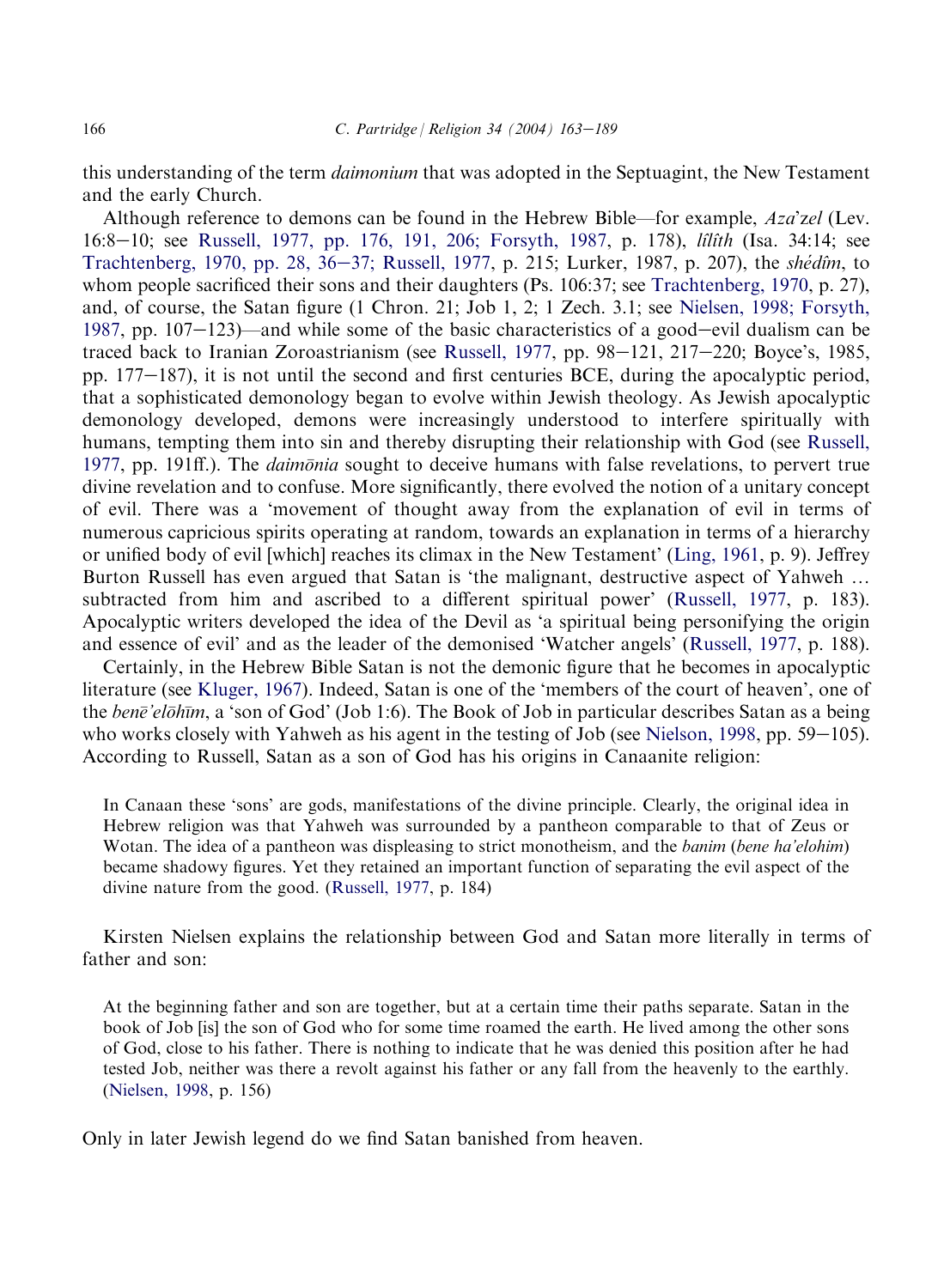this understanding of the term *daimonium* that was adopted in the Septuagint, the New Testament and the early Church.

Although reference to demons can be found in the Hebrew Bible—for example, *Aza'zel* (Lev. 16:8–10; see Russell, 1977, pp. 176, 191, 206; Forsyth, 1987, p. 178), *lîlîth* (Isa. 34:14; see Trachtenberg, 1970, pp. 28, 36–37; Russell, 1977, p. 215; Lurker, 1987, p. 207), the *shédîm*, to whom people sacrificed their sons and their daughters (Ps. 106:37; see Trachtenberg, 1970, p. 27), and, of course, the Satan figure (1 Chron. 21; Job 1, 2; 1 Zech. 3.1; see Nielsen, 1998; Forsyth, 1987, pp. 107–123)—and while some of the basic characteristics of a good–evil dualism can be traced back to Iranian Zoroastrianism (see Russell, 1977, pp. 98–121, 217–220; Boyce's, 1985, pp. 177–187), it is not until the second and first centuries BCE, during the apocalyptic period, that a sophisticated demonology began to evolve within Jewish theology. As Jewish apocalyptic demonology developed, demons were increasingly understood to interfere spiritually with humans, tempting them into sin and thereby disrupting their relationship with God (see Russell, 1977, pp. 191ff.). The *daimōnia* sought to deceive humans with false revelations, to pervert true divine revelation and to confuse. More significantly, there evolved the notion of a unitary concept of evil. There was a 'movement of thought away from the explanation of evil in terms of numerous capricious spirits operating at random, towards an explanation in terms of a hierarchy or unified body of evil [which] reaches its climax in the New Testament' (Ling, 1961, p. 9). Jeffrey Burton Russell has even argued that Satan is 'the malignant, destructive aspect of Yahweh … subtracted from him and ascribed to a different spiritual power' (Russell, 1977, p. 183). Apocalyptic writers developed the idea of the Devil as 'a spiritual being personifying the origin and essence of evil' and as the leader of the demonised 'Watcher angels' (Russell, 1977, p. 188).

Certainly, in the Hebrew Bible Satan is not the demonic figure that he becomes in apocalyptic literature (see Kluger, 1967). Indeed, Satan is one of the 'members of the court of heaven', one of the *benē'elōhīm*, a 'son of God' (Job 1:6). The Book of Job in particular describes Satan as a being who works closely with Yahweh as his agent in the testing of Job (see Nielson, 1998, pp. 59–105). According to Russell, Satan as a son of God has his origins in Canaanite religion:

> In Canaan these 'sons' are gods, manifestations of the divine principle. Clearly, the original idea in Hebrew religion was that Yahweh was surrounded by a pantheon comparable to that of Zeus or Wotan. The idea of a pantheon was displeasing to strict monotheism, and the *banim* (*bene ha'elohim*) became shadowy figures. Yet they retained an important function of separating the evil aspect of the divine nature from the good. (Russell, 1977, p. 184)

Kirsten Nielsen explains the relationship between God and Satan more literally in terms of father and son:

> At the beginning father and son are together, but at a certain time their paths separate. Satan in the book of Job [is] the son of God who for some time roamed the earth. He lived among the other sons of God, close to his father. There is nothing to indicate that he was denied this position after he had tested Job, neither was there a revolt against his father or any fall from the heavenly to the earthly. (Nielsen, 1998, p. 156)

Only in later Jewish legend do we find Satan banished from heaven.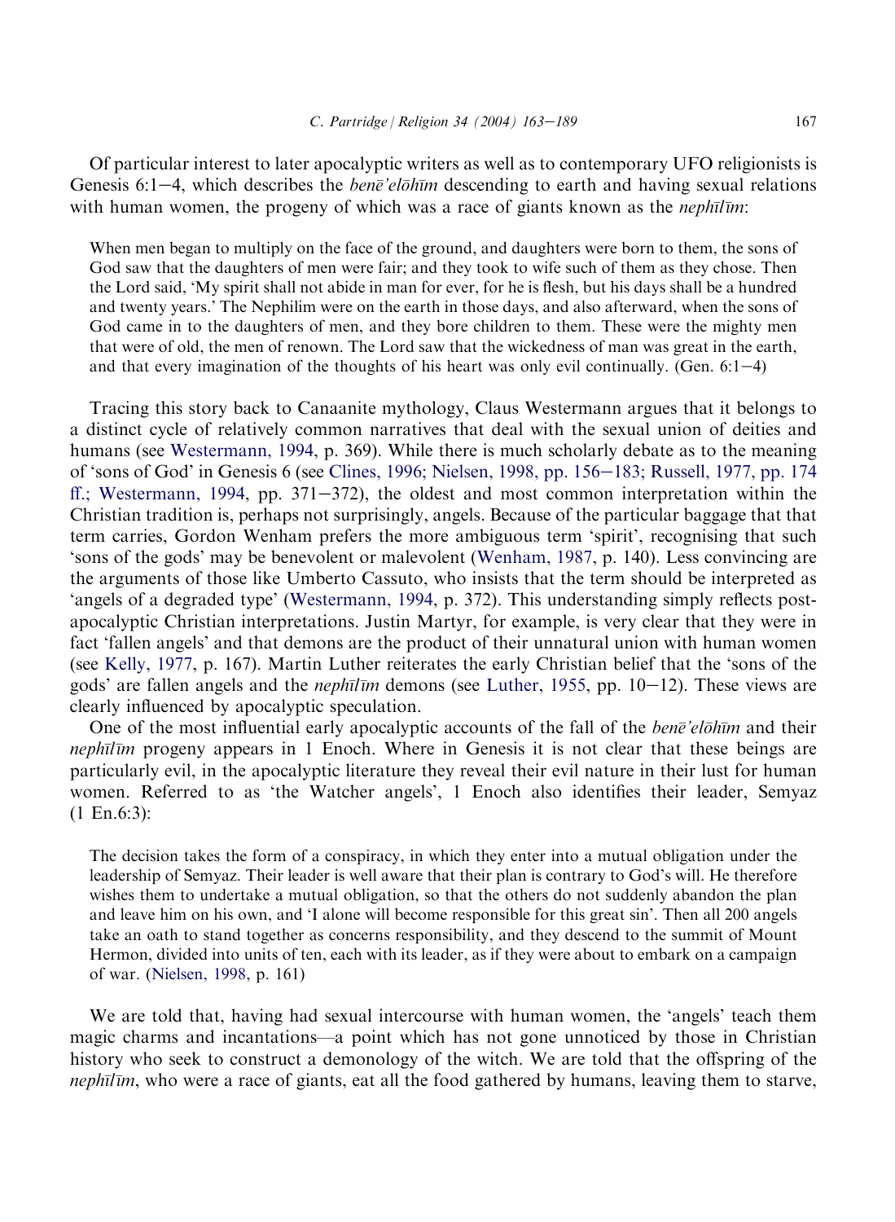Of particular interest to later apocalyptic writers as well as to contemporary UFO religionists is Genesis 6:1–4, which describes the *benē'elōhīm* descending to earth and having sexual relations with human women, the progeny of which was a race of giants known as the *nephīlīm*:

> When men began to multiply on the face of the ground, and daughters were born to them, the sons of God saw that the daughters of men were fair; and they took to wife such of them as they chose. Then the Lord said, 'My spirit shall not abide in man for ever, for he is flesh, but his days shall be a hundred and twenty years.' The Nephilim were on the earth in those days, and also afterward, when the sons of God came in to the daughters of men, and they bore children to them. These were the mighty men that were of old, the men of renown. The Lord saw that the wickedness of man was great in the earth, and that every imagination of the thoughts of his heart was only evil continually. (Gen. 6:1–4)

Tracing this story back to Canaanite mythology, Claus Westermann argues that it belongs to a distinct cycle of relatively common narratives that deal with the sexual union of deities and humans (see Westermann, 1994, p. 369). While there is much scholarly debate as to the meaning of 'sons of God' in Genesis 6 (see Clines, 1996; Nielsen, 1998, pp. 156–183; Russell, 1977, pp. 174 ff.; Westermann, 1994, pp. 371–372), the oldest and most common interpretation within the Christian tradition is, perhaps not surprisingly, angels. Because of the particular baggage that that term carries, Gordon Wenham prefers the more ambiguous term 'spirit', recognising that such 'sons of the gods' may be benevolent or malevolent (Wenham, 1987, p. 140). Less convincing are the arguments of those like Umberto Cassuto, who insists that the term should be interpreted as 'angels of a degraded type' (Westermann, 1994, p. 372). This understanding simply reflects post-apocalyptic Christian interpretations. Justin Martyr, for example, is very clear that they were in fact 'fallen angels' and that demons are the product of their unnatural union with human women (see Kelly, 1977, p. 167). Martin Luther reiterates the early Christian belief that the 'sons of the gods' are fallen angels and the *nephīlīm* demons (see Luther, 1955, pp. 10–12). These views are clearly influenced by apocalyptic speculation.

One of the most influential early apocalyptic accounts of the fall of the *benē'elōhīm* and their *nephīlīm* progeny appears in 1 Enoch. Where in Genesis it is not clear that these beings are particularly evil, in the apocalyptic literature they reveal their evil nature in their lust for human women. Referred to as 'the Watcher angels', 1 Enoch also identifies their leader, Semyaz (1 En.6:3):

> The decision takes the form of a conspiracy, in which they enter into a mutual obligation under the leadership of Semyaz. Their leader is well aware that their plan is contrary to God's will. He therefore wishes them to undertake a mutual obligation, so that the others do not suddenly abandon the plan and leave him on his own, and 'I alone will become responsible for this great sin'. Then all 200 angels take an oath to stand together as concerns responsibility, and they descend to the summit of Mount Hermon, divided into units of ten, each with its leader, as if they were about to embark on a campaign of war. (Nielsen, 1998, p. 161)

We are told that, having had sexual intercourse with human women, the 'angels' teach them magic charms and incantations—a point which has not gone unnoticed by those in Christian history who seek to construct a demonology of the witch. We are told that the offspring of the *nephīlīm*, who were a race of giants, eat all the food gathered by humans, leaving them to starve,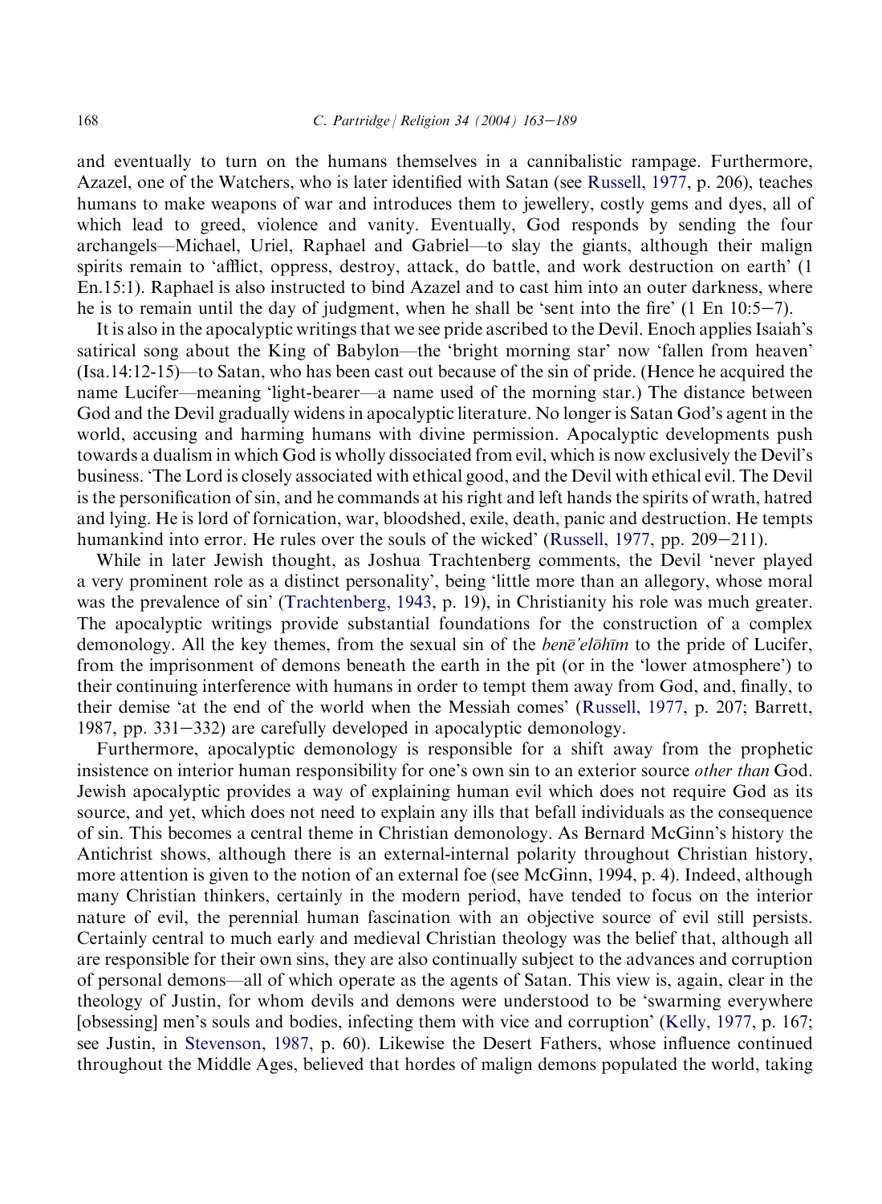and eventually to turn on the humans themselves in a cannibalistic rampage. Furthermore, Azazel, one of the Watchers, who is later identified with Satan (see Russell, 1977, p. 206), teaches humans to make weapons of war and introduces them to jewellery, costly gems and dyes, all of which lead to greed, violence and vanity. Eventually, God responds by sending the four archangels—Michael, Uriel, Raphael and Gabriel—to slay the giants, although their malign spirits remain to 'afflict, oppress, destroy, attack, do battle, and work destruction on earth' (1 En.15:1). Raphael is also instructed to bind Azazel and to cast him into an outer darkness, where he is to remain until the day of judgment, when he shall be 'sent into the fire' (1 En 10:5–7).

It is also in the apocalyptic writings that we see pride ascribed to the Devil. Enoch applies Isaiah's satirical song about the King of Babylon—the 'bright morning star' now 'fallen from heaven' (Isa.14:12-15)—to Satan, who has been cast out because of the sin of pride. (Hence he acquired the name Lucifer—meaning 'light-bearer—a name used of the morning star.) The distance between God and the Devil gradually widens in apocalyptic literature. No longer is Satan God's agent in the world, accusing and harming humans with divine permission. Apocalyptic developments push towards a dualism in which God is wholly dissociated from evil, which is now exclusively the Devil's business. 'The Lord is closely associated with ethical good, and the Devil with ethical evil. The Devil is the personification of sin, and he commands at his right and left hands the spirits of wrath, hatred and lying. He is lord of fornication, war, bloodshed, exile, death, panic and destruction. He tempts humankind into error. He rules over the souls of the wicked' (Russell, 1977, pp. 209–211).

While in later Jewish thought, as Joshua Trachtenberg comments, the Devil 'never played a very prominent role as a distinct personality', being 'little more than an allegory, whose moral was the prevalence of sin' (Trachtenberg, 1943, p. 19), in Christianity his role was much greater. The apocalyptic writings provide substantial foundations for the construction of a complex demonology. All the key themes, from the sexual sin of the *benē'elōhīm* to the pride of Lucifer, from the imprisonment of demons beneath the earth in the pit (or in the 'lower atmosphere') to their continuing interference with humans in order to tempt them away from God, and, finally, to their demise 'at the end of the world when the Messiah comes' (Russell, 1977, p. 207; Barrett, 1987, pp. 331–332) are carefully developed in apocalyptic demonology.

Furthermore, apocalyptic demonology is responsible for a shift away from the prophetic insistence on interior human responsibility for one's own sin to an exterior source *other than* God. Jewish apocalyptic provides a way of explaining human evil which does not require God as its source, and yet, which does not need to explain any ills that befall individuals as the consequence of sin. This becomes a central theme in Christian demonology. As Bernard McGinn's history the Antichrist shows, although there is an external-internal polarity throughout Christian history, more attention is given to the notion of an external foe (see McGinn, 1994, p. 4). Indeed, although many Christian thinkers, certainly in the modern period, have tended to focus on the interior nature of evil, the perennial human fascination with an objective source of evil still persists. Certainly central to much early and medieval Christian theology was the belief that, although all are responsible for their own sins, they are also continually subject to the advances and corruption of personal demons—all of which operate as the agents of Satan. This view is, again, clear in the theology of Justin, for whom devils and demons were understood to be 'swarming everywhere [obsessing] men's souls and bodies, infecting them with vice and corruption' (Kelly, 1977, p. 167; see Justin, in Stevenson, 1987, p. 60). Likewise the Desert Fathers, whose influence continued throughout the Middle Ages, believed that hordes of malign demons populated the world, taking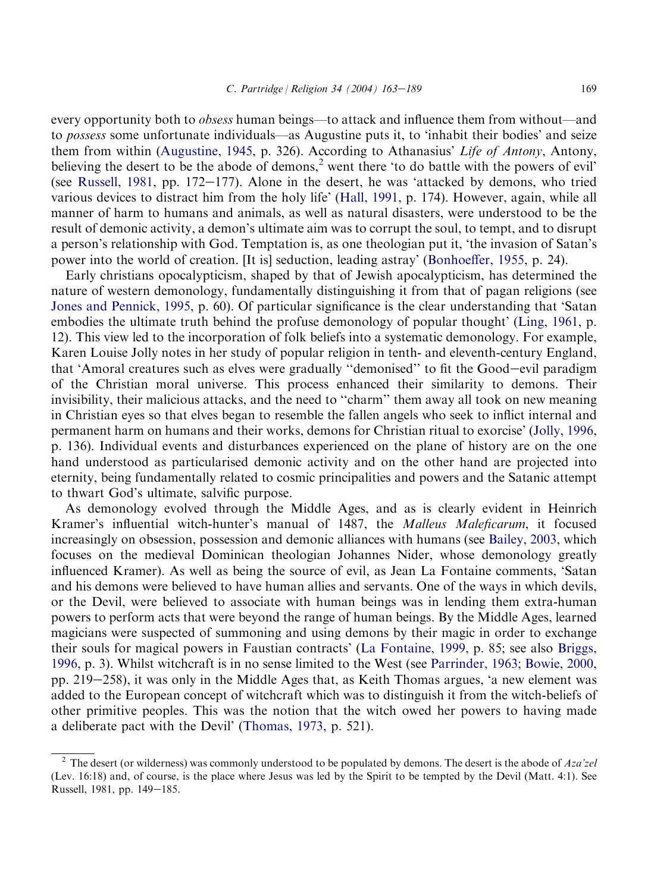every opportunity both to *obsess* human beings—to attack and influence them from without—and to *possess* some unfortunate individuals—as Augustine puts it, to 'inhabit their bodies' and seize them from within (Augustine, 1945, p. 326). According to Athanasius' *Life of Antony*, Antony, believing the desert to be the abode of demons,[2] went there 'to do battle with the powers of evil' (see Russell, 1981, pp. 172–177). Alone in the desert, he was 'attacked by demons, who tried various devices to distract him from the holy life' (Hall, 1991, p. 174). However, again, while all manner of harm to humans and animals, as well as natural disasters, were understood to be the result of demonic activity, a demon's ultimate aim was to corrupt the soul, to tempt, and to disrupt a person's relationship with God. Temptation is, as one theologian put it, 'the invasion of Satan's power into the world of creation. [It is] seduction, leading astray' (Bonhoeffer, 1955, p. 24).

Early christians opocalypticism, shaped by that of Jewish apocalypticism, has determined the nature of western demonology, fundamentally distinguishing it from that of pagan religions (see Jones and Pennick, 1995, p. 60). Of particular significance is the clear understanding that 'Satan embodies the ultimate truth behind the profuse demonology of popular thought' (Ling, 1961, p. 12). This view led to the incorporation of folk beliefs into a systematic demonology. For example, Karen Louise Jolly notes in her study of popular religion in tenth- and eleventh-century England, that 'Amoral creatures such as elves were gradually "demonised" to fit the Good–evil paradigm of the Christian moral universe. This process enhanced their similarity to demons. Their invisibility, their malicious attacks, and the need to "charm" them away all took on new meaning in Christian eyes so that elves began to resemble the fallen angels who seek to inflict internal and permanent harm on humans and their works, demons for Christian ritual to exorcise' (Jolly, 1996, p. 136). Individual events and disturbances experienced on the plane of history are on the one hand understood as particularised demonic activity and on the other hand are projected into eternity, being fundamentally related to cosmic principalities and powers and the Satanic attempt to thwart God's ultimate, salvific purpose.

As demonology evolved through the Middle Ages, and as is clearly evident in Heinrich Kramer's influential witch-hunter's manual of 1487, the *Malleus Maleficarum*, it focused increasingly on obsession, possession and demonic alliances with humans (see Bailey, 2003, which focuses on the medieval Dominican theologian Johannes Nider, whose demonology greatly influenced Kramer). As well as being the source of evil, as Jean La Fontaine comments, 'Satan and his demons were believed to have human allies and servants. One of the ways in which devils, or the Devil, were believed to associate with human beings was in lending them extra-human powers to perform acts that were beyond the range of human beings. By the Middle Ages, learned magicians were suspected of summoning and using demons by their magic in order to exchange their souls for magical powers in Faustian contracts' (La Fontaine, 1999, p. 85; see also Briggs, 1996, p. 3). Whilst witchcraft is in no sense limited to the West (see Parrinder, 1963; Bowie, 2000, pp. 219–258), it was only in the Middle Ages that, as Keith Thomas argues, 'a new element was added to the European concept of witchcraft which was to distinguish it from the witch-beliefs of other primitive peoples. This was the notion that the witch owed her powers to having made a deliberate pact with the Devil' (Thomas, 1973, p. 521).

[2] The desert (or wilderness) was commonly understood to be populated by demons. The desert is the abode of *Aza'zel* (Lev. 16:18) and, of course, is the place where Jesus was led by the Spirit to be tempted by the Devil (Matt. 4:1). See Russell, 1981, pp. 149–185.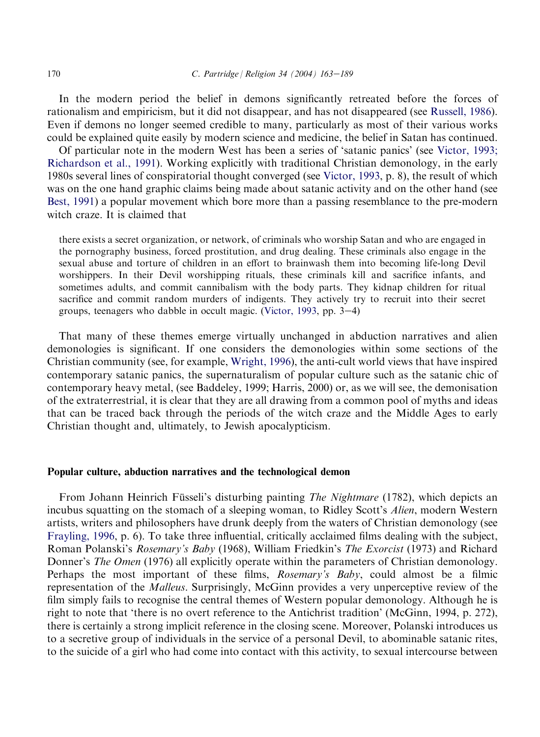In the modern period the belief in demons significantly retreated before the forces of rationalism and empiricism, but it did not disappear, and has not disappeared (see Russell, 1986). Even if demons no longer seemed credible to many, particularly as most of their various works could be explained quite easily by modern science and medicine, the belief in Satan has continued.

Of particular note in the modern West has been a series of 'satanic panics' (see Victor, 1993; Richardson et al., 1991). Working explicitly with traditional Christian demonology, in the early 1980s several lines of conspiratorial thought converged (see Victor, 1993, p. 8), the result of which was on the one hand graphic claims being made about satanic activity and on the other hand (see Best, 1991) a popular movement which bore more than a passing resemblance to the pre-modern witch craze. It is claimed that

> there exists a secret organization, or network, of criminals who worship Satan and who are engaged in the pornography business, forced prostitution, and drug dealing. These criminals also engage in the sexual abuse and torture of children in an effort to brainwash them into becoming life-long Devil worshippers. In their Devil worshipping rituals, these criminals kill and sacrifice infants, and sometimes adults, and commit cannibalism with the body parts. They kidnap children for ritual sacrifice and commit random murders of indigents. They actively try to recruit into their secret groups, teenagers who dabble in occult magic. (Victor, 1993, pp. 3–4)

That many of these themes emerge virtually unchanged in abduction narratives and alien demonologies is significant. If one considers the demonologies within some sections of the Christian community (see, for example, Wright, 1996), the anti-cult world views that have inspired contemporary satanic panics, the supernaturalism of popular culture such as the satanic chic of contemporary heavy metal, (see Baddeley, 1999; Harris, 2000) or, as we will see, the demonisation of the extraterrestrial, it is clear that they are all drawing from a common pool of myths and ideas that can be traced back through the periods of the witch craze and the Middle Ages to early Christian thought and, ultimately, to Jewish apocalypticism.

## Popular culture, abduction narratives and the technological demon

From Johann Heinrich Füsseli's disturbing painting *The Nightmare* (1782), which depicts an incubus squatting on the stomach of a sleeping woman, to Ridley Scott's *Alien*, modern Western artists, writers and philosophers have drunk deeply from the waters of Christian demonology (see Frayling, 1996, p. 6). To take three influential, critically acclaimed films dealing with the subject, Roman Polanski's *Rosemary's Baby* (1968), William Friedkin's *The Exorcist* (1973) and Richard Donner's *The Omen* (1976) all explicitly operate within the parameters of Christian demonology. Perhaps the most important of these films, *Rosemary's Baby*, could almost be a filmic representation of the *Malleus*. Surprisingly, McGinn provides a very unperceptive review of the film simply fails to recognise the central themes of Western popular demonology. Although he is right to note that 'there is no overt reference to the Antichrist tradition' (McGinn, 1994, p. 272), there is certainly a strong implicit reference in the closing scene. Moreover, Polanski introduces us to a secretive group of individuals in the service of a personal Devil, to abominable satanic rites, to the suicide of a girl who had come into contact with this activity, to sexual intercourse between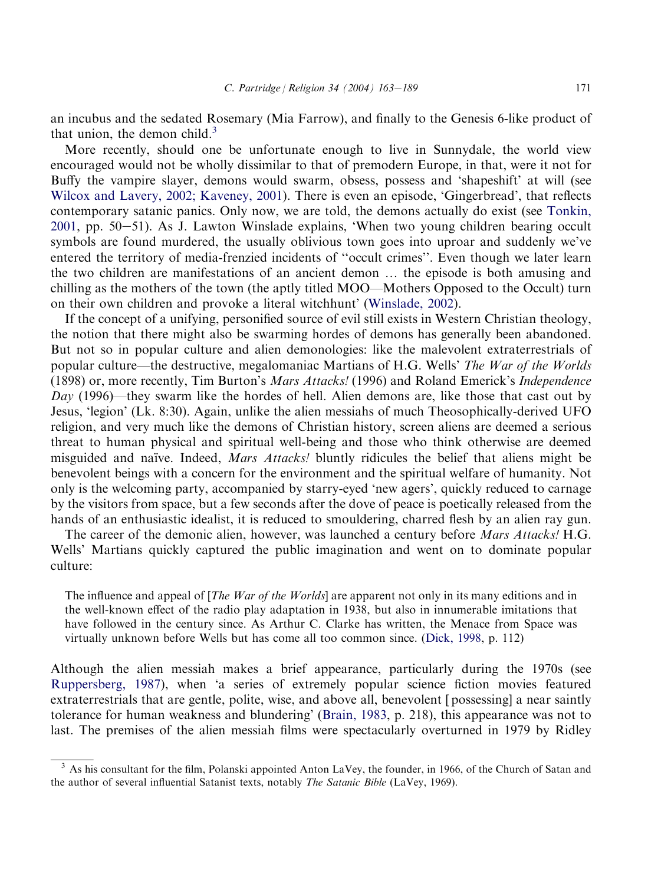an incubus and the sedated Rosemary (Mia Farrow), and finally to the Genesis 6-like product of that union, the demon child.[3]

More recently, should one be unfortunate enough to live in Sunnydale, the world view encouraged would not be wholly dissimilar to that of premodern Europe, in that, were it not for Buffy the vampire slayer, demons would swarm, obsess, possess and 'shapeshift' at will (see Wilcox and Lavery, 2002; Kaveney, 2001). There is even an episode, 'Gingerbread', that reflects contemporary satanic panics. Only now, we are told, the demons actually do exist (see Tonkin, 2001, pp. 50–51). As J. Lawton Winslade explains, 'When two young children bearing occult symbols are found murdered, the usually oblivious town goes into uproar and suddenly we've entered the territory of media-frenzied incidents of "occult crimes". Even though we later learn the two children are manifestations of an ancient demon … the episode is both amusing and chilling as the mothers of the town (the aptly titled MOO—Mothers Opposed to the Occult) turn on their own children and provoke a literal witchhunt' (Winslade, 2002).

If the concept of a unifying, personified source of evil still exists in Western Christian theology, the notion that there might also be swarming hordes of demons has generally been abandoned. But not so in popular culture and alien demonologies: like the malevolent extraterrestrials of popular culture—the destructive, megalomaniac Martians of H.G. Wells' *The War of the Worlds* (1898) or, more recently, Tim Burton's *Mars Attacks!* (1996) and Roland Emerick's *Independence Day* (1996)—they swarm like the hordes of hell. Alien demons are, like those that cast out by Jesus, 'legion' (Lk. 8:30). Again, unlike the alien messiahs of much Theosophically-derived UFO religion, and very much like the demons of Christian history, screen aliens are deemed a serious threat to human physical and spiritual well-being and those who think otherwise are deemed misguided and naïve. Indeed, *Mars Attacks!* bluntly ridicules the belief that aliens might be benevolent beings with a concern for the environment and the spiritual welfare of humanity. Not only is the welcoming party, accompanied by starry-eyed 'new agers', quickly reduced to carnage by the visitors from space, but a few seconds after the dove of peace is poetically released from the hands of an enthusiastic idealist, it is reduced to smouldering, charred flesh by an alien ray gun.

The career of the demonic alien, however, was launched a century before *Mars Attacks!* H.G. Wells' Martians quickly captured the public imagination and went on to dominate popular culture:

> The influence and appeal of [*The War of the Worlds*] are apparent not only in its many editions and in the well-known effect of the radio play adaptation in 1938, but also in innumerable imitations that have followed in the century since. As Arthur C. Clarke has written, the Menace from Space was virtually unknown before Wells but has come all too common since. (Dick, 1998, p. 112)

Although the alien messiah makes a brief appearance, particularly during the 1970s (see Ruppersberg, 1987), when 'a series of extremely popular science fiction movies featured extraterrestrials that are gentle, polite, wise, and above all, benevolent [possessing] a near saintly tolerance for human weakness and blundering' (Brain, 1983, p. 218), this appearance was not to last. The premises of the alien messiah films were spectacularly overturned in 1979 by Ridley

[3] As his consultant for the film, Polanski appointed Anton LaVey, the founder, in 1966, of the Church of Satan and the author of several influential Satanist texts, notably *The Satanic Bible* (LaVey, 1969).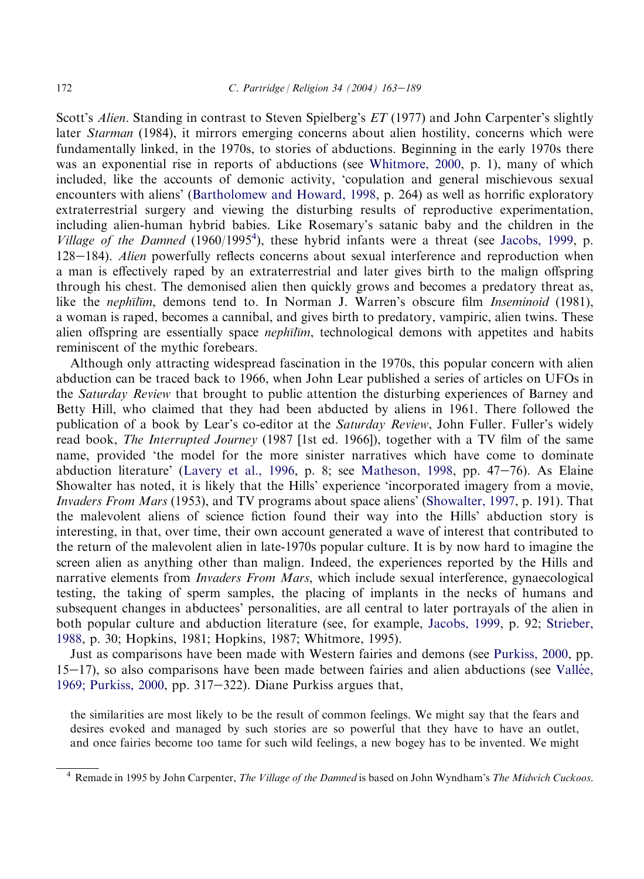Scott's *Alien*. Standing in contrast to Steven Spielberg's *ET* (1977) and John Carpenter's slightly later *Starman* (1984), it mirrors emerging concerns about alien hostility, concerns which were fundamentally linked, in the 1970s, to stories of abductions. Beginning in the early 1970s there was an exponential rise in reports of abductions (see Whitmore, 2000, p. 1), many of which included, like the accounts of demonic activity, 'copulation and general mischievous sexual encounters with aliens' (Bartholomew and Howard, 1998, p. 264) as well as horrific exploratory extraterrestrial surgery and viewing the disturbing results of reproductive experimentation, including alien-human hybrid babies. Like Rosemary's satanic baby and the children in the *Village of the Damned* (1960/1995[4]), these hybrid infants were a threat (see Jacobs, 1999, p. 128–184). *Alien* powerfully reflects concerns about sexual interference and reproduction when a man is effectively raped by an extraterrestrial and later gives birth to the malign offspring through his chest. The demonised alien then quickly grows and becomes a predatory threat as, like the *nephīlīm*, demons tend to. In Norman J. Warren's obscure film *Inseminoid* (1981), a woman is raped, becomes a cannibal, and gives birth to predatory, vampiric, alien twins. These alien offspring are essentially space *nephīlīm*, technological demons with appetites and habits reminiscent of the mythic forebears.

Although only attracting widespread fascination in the 1970s, this popular concern with alien abduction can be traced back to 1966, when John Lear published a series of articles on UFOs in the *Saturday Review* that brought to public attention the disturbing experiences of Barney and Betty Hill, who claimed that they had been abducted by aliens in 1961. There followed the publication of a book by Lear's co-editor at the *Saturday Review*, John Fuller. Fuller's widely read book, *The Interrupted Journey* (1987 [1st ed. 1966]), together with a TV film of the same name, provided 'the model for the more sinister narratives which have come to dominate abduction literature' (Lavery et al., 1996, p. 8; see Matheson, 1998, pp. 47–76). As Elaine Showalter has noted, it is likely that the Hills' experience 'incorporated imagery from a movie, *Invaders From Mars* (1953), and TV programs about space aliens' (Showalter, 1997, p. 191). That the malevolent aliens of science fiction found their way into the Hills' abduction story is interesting, in that, over time, their own account generated a wave of interest that contributed to the return of the malevolent alien in late-1970s popular culture. It is by now hard to imagine the screen alien as anything other than malign. Indeed, the experiences reported by the Hills and narrative elements from *Invaders From Mars*, which include sexual interference, gynaecological testing, the taking of sperm samples, the placing of implants in the necks of humans and subsequent changes in abductees' personalities, are all central to later portrayals of the alien in both popular culture and abduction literature (see, for example, Jacobs, 1999, p. 92; Strieber, 1988, p. 30; Hopkins, 1981; Hopkins, 1987; Whitmore, 1995).

Just as comparisons have been made with Western fairies and demons (see Purkiss, 2000, pp. 15–17), so also comparisons have been made between fairies and alien abductions (see Vallée, 1969; Purkiss, 2000, pp. 317–322). Diane Purkiss argues that,

> the similarities are most likely to be the result of common feelings. We might say that the fears and desires evoked and managed by such stories are so powerful that they have to have an outlet, and once fairies become too tame for such wild feelings, a new bogey has to be invented. We might

[4] Remade in 1995 by John Carpenter, *The Village of the Damned* is based on John Wyndham's *The Midwich Cuckoos*.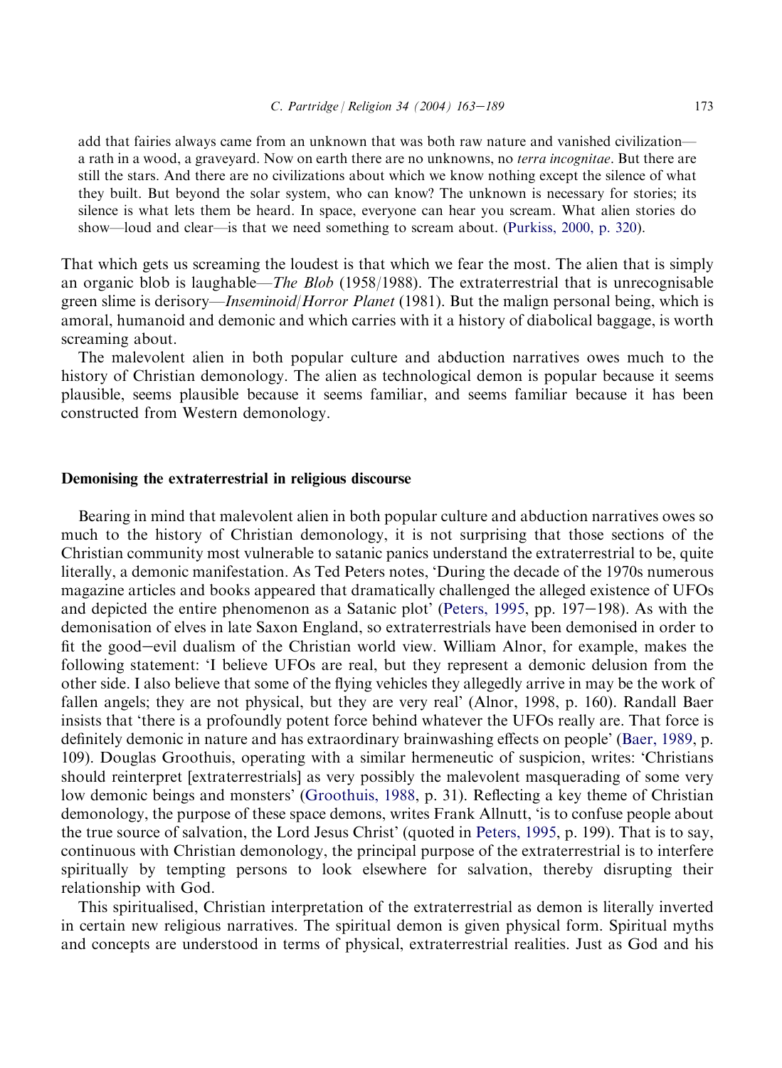> add that fairies always came from an unknown that was both raw nature and vanished civilization—a rath in a wood, a graveyard. Now on earth there are no unknowns, no *terra incognitae*. But there are still the stars. And there are no civilizations about which we know nothing except the silence of what they built. But beyond the solar system, who can know? The unknown is necessary for stories; its silence is what lets them be heard. In space, everyone can hear you scream. What alien stories do show—loud and clear—is that we need something to scream about. (Purkiss, 2000, p. 320).

That which gets us screaming the loudest is that which we fear the most. The alien that is simply an organic blob is laughable—*The Blob* (1958/1988). The extraterrestrial that is unrecognisable green slime is derisory—*Inseminoid/Horror Planet* (1981). But the malign personal being, which is amoral, humanoid and demonic and which carries with it a history of diabolical baggage, is worth screaming about.

The malevolent alien in both popular culture and abduction narratives owes much to the history of Christian demonology. The alien as technological demon is popular because it seems plausible, seems plausible because it seems familiar, and seems familiar because it has been constructed from Western demonology.

## Demonising the extraterrestrial in religious discourse

Bearing in mind that malevolent alien in both popular culture and abduction narratives owes so much to the history of Christian demonology, it is not surprising that those sections of the Christian community most vulnerable to satanic panics understand the extraterrestrial to be, quite literally, a demonic manifestation. As Ted Peters notes, 'During the decade of the 1970s numerous magazine articles and books appeared that dramatically challenged the alleged existence of UFOs and depicted the entire phenomenon as a Satanic plot' (Peters, 1995, pp. 197–198). As with the demonisation of elves in late Saxon England, so extraterrestrials have been demonised in order to fit the good–evil dualism of the Christian world view. William Alnor, for example, makes the following statement: 'I believe UFOs are real, but they represent a demonic delusion from the other side. I also believe that some of the flying vehicles they allegedly arrive in may be the work of fallen angels; they are not physical, but they are very real' (Alnor, 1998, p. 160). Randall Baer insists that 'there is a profoundly potent force behind whatever the UFOs really are. That force is definitely demonic in nature and has extraordinary brainwashing effects on people' (Baer, 1989, p. 109). Douglas Groothuis, operating with a similar hermeneutic of suspicion, writes: 'Christians should reinterpret [extraterrestrials] as very possibly the malevolent masquerading of some very low demonic beings and monsters' (Groothuis, 1988, p. 31). Reflecting a key theme of Christian demonology, the purpose of these space demons, writes Frank Allnutt, 'is to confuse people about the true source of salvation, the Lord Jesus Christ' (quoted in Peters, 1995, p. 199). That is to say, continuous with Christian demonology, the principal purpose of the extraterrestrial is to interfere spiritually by tempting persons to look elsewhere for salvation, thereby disrupting their relationship with God.

This spiritualised, Christian interpretation of the extraterrestrial as demon is literally inverted in certain new religious narratives. The spiritual demon is given physical form. Spiritual myths and concepts are understood in terms of physical, extraterrestrial realities. Just as God and his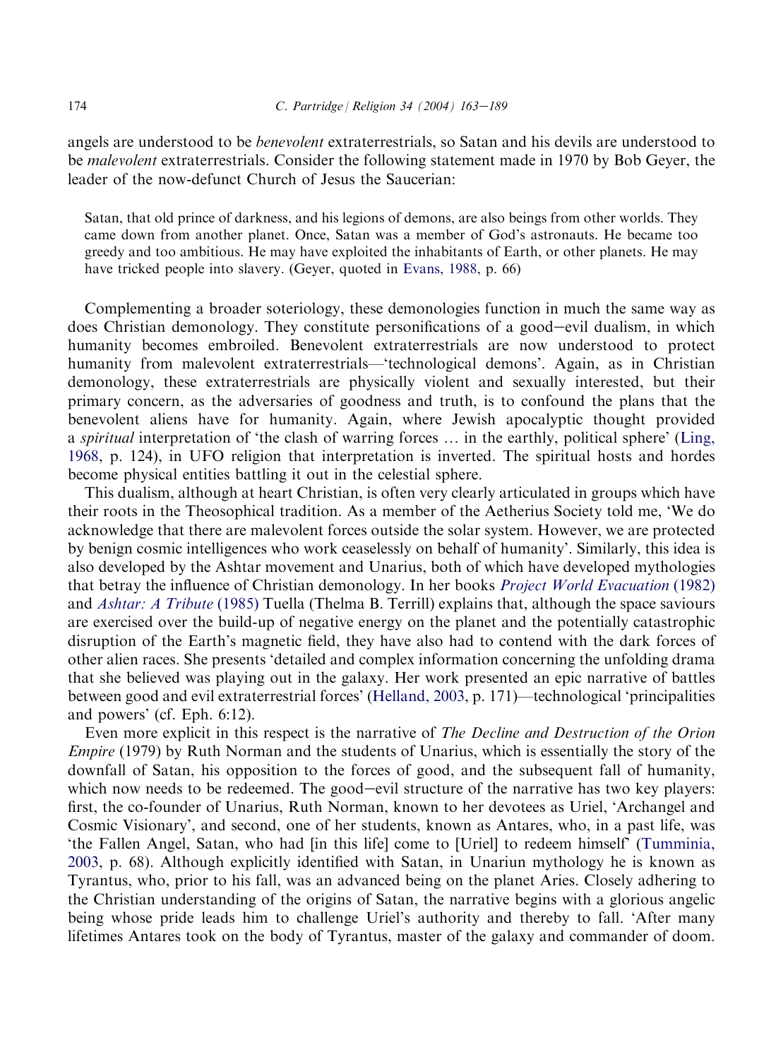angels are understood to be *benevolent* extraterrestrials, so Satan and his devils are understood to be *malevolent* extraterrestrials. Consider the following statement made in 1970 by Bob Geyer, the leader of the now-defunct Church of Jesus the Saucerian:

> Satan, that old prince of darkness, and his legions of demons, are also beings from other worlds. They came down from another planet. Once, Satan was a member of God's astronauts. He became too greedy and too ambitious. He may have exploited the inhabitants of Earth, or other planets. He may have tricked people into slavery. (Geyer, quoted in Evans, 1988, p. 66)

Complementing a broader soteriology, these demonologies function in much the same way as does Christian demonology. They constitute personifications of a good–evil dualism, in which humanity becomes embroiled. Benevolent extraterrestrials are now understood to protect humanity from malevolent extraterrestrials—'technological demons'. Again, as in Christian demonology, these extraterrestrials are physically violent and sexually interested, but their primary concern, as the adversaries of goodness and truth, is to confound the plans that the benevolent aliens have for humanity. Again, where Jewish apocalyptic thought provided a *spiritual* interpretation of 'the clash of warring forces … in the earthly, political sphere' (Ling, 1968, p. 124), in UFO religion that interpretation is inverted. The spiritual hosts and hordes become physical entities battling it out in the celestial sphere.

This dualism, although at heart Christian, is often very clearly articulated in groups which have their roots in the Theosophical tradition. As a member of the Aetherius Society told me, 'We do acknowledge that there are malevolent forces outside the solar system. However, we are protected by benign cosmic intelligences who work ceaselessly on behalf of humanity'. Similarly, this idea is also developed by the Ashtar movement and Unarius, both of which have developed mythologies that betray the influence of Christian demonology. In her books *Project World Evacuation* (1982) and *Ashtar: A Tribute* (1985) Tuella (Thelma B. Terrill) explains that, although the space saviours are exercised over the build-up of negative energy on the planet and the potentially catastrophic disruption of the Earth's magnetic field, they have also had to contend with the dark forces of other alien races. She presents 'detailed and complex information concerning the unfolding drama that she believed was playing out in the galaxy. Her work presented an epic narrative of battles between good and evil extraterrestrial forces' (Helland, 2003, p. 171)—technological 'principalities and powers' (cf. Eph. 6:12).

Even more explicit in this respect is the narrative of *The Decline and Destruction of the Orion Empire* (1979) by Ruth Norman and the students of Unarius, which is essentially the story of the downfall of Satan, his opposition to the forces of good, and the subsequent fall of humanity, which now needs to be redeemed. The good–evil structure of the narrative has two key players: first, the co-founder of Unarius, Ruth Norman, known to her devotees as Uriel, 'Archangel and Cosmic Visionary', and second, one of her students, known as Antares, who, in a past life, was 'the Fallen Angel, Satan, who had [in this life] come to [Uriel] to redeem himself' (Tumminia, 2003, p. 68). Although explicitly identified with Satan, in Unariun mythology he is known as Tyrantus, who, prior to his fall, was an advanced being on the planet Aries. Closely adhering to the Christian understanding of the origins of Satan, the narrative begins with a glorious angelic being whose pride leads him to challenge Uriel's authority and thereby to fall. 'After many lifetimes Antares took on the body of Tyrantus, master of the galaxy and commander of doom.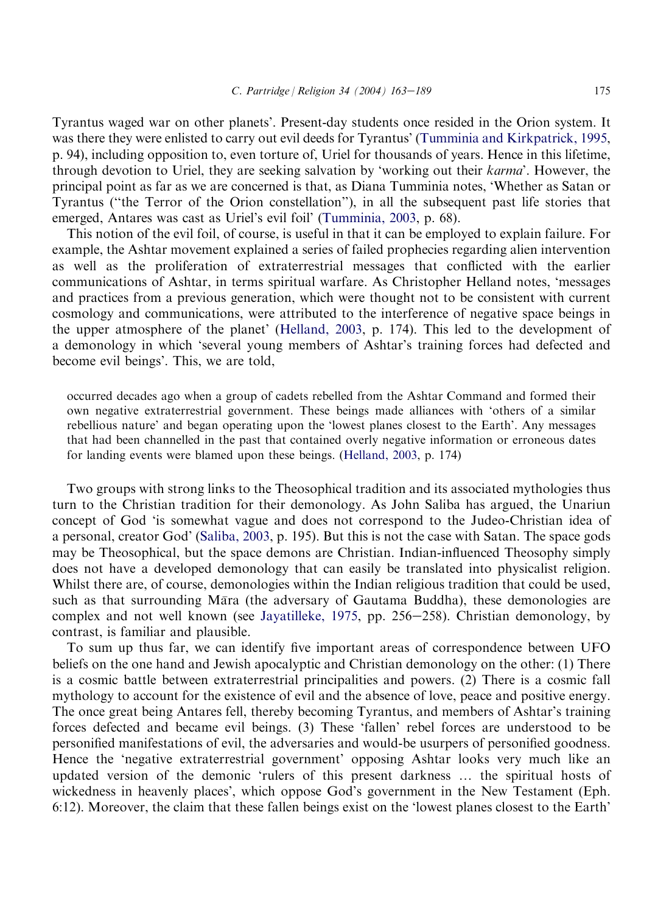Tyrantus waged war on other planets'. Present-day students once resided in the Orion system. It was there they were enlisted to carry out evil deeds for Tyrantus' (Tumminia and Kirkpatrick, 1995, p. 94), including opposition to, even torture of, Uriel for thousands of years. Hence in this lifetime, through devotion to Uriel, they are seeking salvation by 'working out their *karma*'. However, the principal point as far as we are concerned is that, as Diana Tumminia notes, 'Whether as Satan or Tyrantus ("the Terror of the Orion constellation"), in all the subsequent past life stories that emerged, Antares was cast as Uriel's evil foil' (Tumminia, 2003, p. 68).

This notion of the evil foil, of course, is useful in that it can be employed to explain failure. For example, the Ashtar movement explained a series of failed prophecies regarding alien intervention as well as the proliferation of extraterrestrial messages that conflicted with the earlier communications of Ashtar, in terms spiritual warfare. As Christopher Helland notes, 'messages and practices from a previous generation, which were thought not to be consistent with current cosmology and communications, were attributed to the interference of negative space beings in the upper atmosphere of the planet' (Helland, 2003, p. 174). This led to the development of a demonology in which 'several young members of Ashtar's training forces had defected and become evil beings'. This, we are told,

> occurred decades ago when a group of cadets rebelled from the Ashtar Command and formed their own negative extraterrestrial government. These beings made alliances with 'others of a similar rebellious nature' and began operating upon the 'lowest planes closest to the Earth'. Any messages that had been channelled in the past that contained overly negative information or erroneous dates for landing events were blamed upon these beings. (Helland, 2003, p. 174)

Two groups with strong links to the Theosophical tradition and its associated mythologies thus turn to the Christian tradition for their demonology. As John Saliba has argued, the Unariun concept of God 'is somewhat vague and does not correspond to the Judeo-Christian idea of a personal, creator God' (Saliba, 2003, p. 195). But this is not the case with Satan. The space gods may be Theosophical, but the space demons are Christian. Indian-influenced Theosophy simply does not have a developed demonology that can easily be translated into physicalist religion. Whilst there are, of course, demonologies within the Indian religious tradition that could be used, such as that surrounding Māra (the adversary of Gautama Buddha), these demonologies are complex and not well known (see Jayatilleke, 1975, pp. 256–258). Christian demonology, by contrast, is familiar and plausible.

To sum up thus far, we can identify five important areas of correspondence between UFO beliefs on the one hand and Jewish apocalyptic and Christian demonology on the other: (1) There is a cosmic battle between extraterrestrial principalities and powers. (2) There is a cosmic fall mythology to account for the existence of evil and the absence of love, peace and positive energy. The once great being Antares fell, thereby becoming Tyrantus, and members of Ashtar's training forces defected and became evil beings. (3) These 'fallen' rebel forces are understood to be personified manifestations of evil, the adversaries and would-be usurpers of personified goodness. Hence the 'negative extraterrestrial government' opposing Ashtar looks very much like an updated version of the demonic 'rulers of this present darkness … the spiritual hosts of wickedness in heavenly places', which oppose God's government in the New Testament (Eph. 6:12). Moreover, the claim that these fallen beings exist on the 'lowest planes closest to the Earth'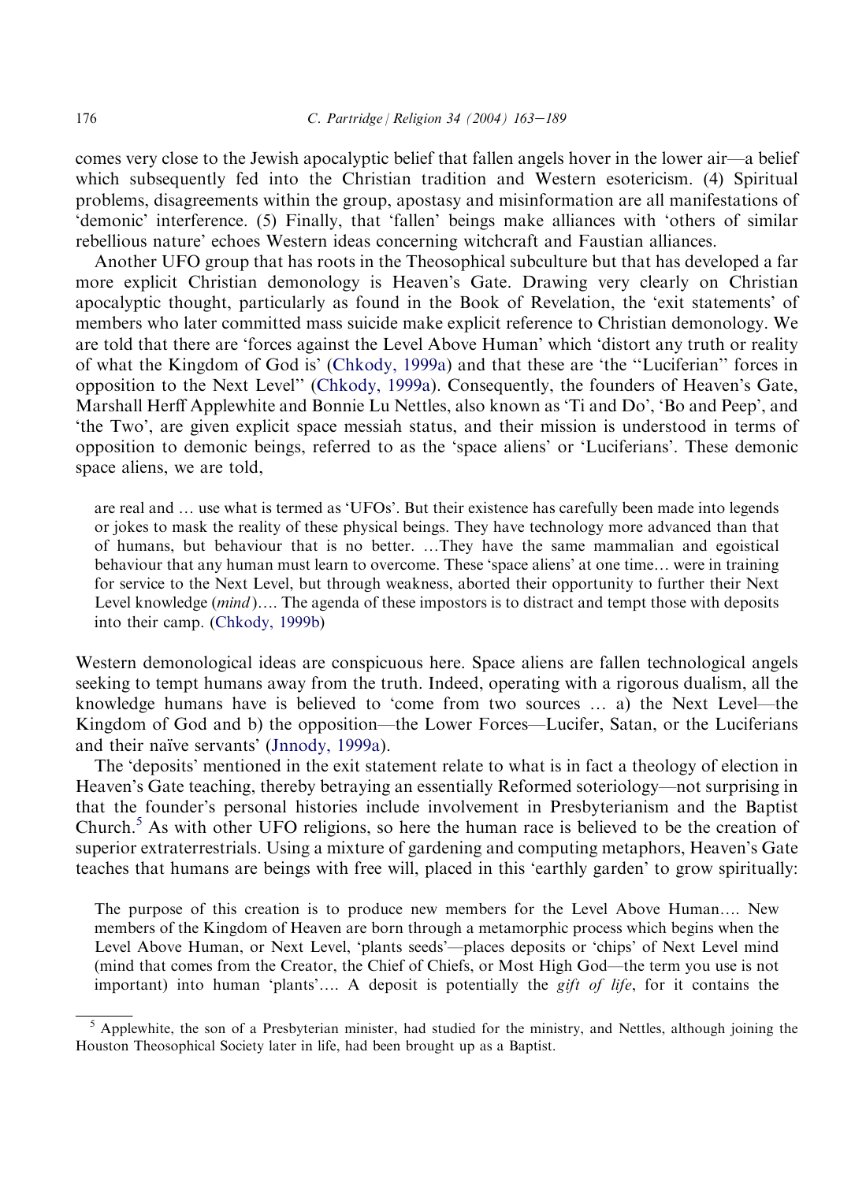comes very close to the Jewish apocalyptic belief that fallen angels hover in the lower air—a belief which subsequently fed into the Christian tradition and Western esotericism. (4) Spiritual problems, disagreements within the group, apostasy and misinformation are all manifestations of 'demonic' interference. (5) Finally, that 'fallen' beings make alliances with 'others of similar rebellious nature' echoes Western ideas concerning witchcraft and Faustian alliances.

Another UFO group that has roots in the Theosophical subculture but that has developed a far more explicit Christian demonology is Heaven's Gate. Drawing very clearly on Christian apocalyptic thought, particularly as found in the Book of Revelation, the 'exit statements' of members who later committed mass suicide make explicit reference to Christian demonology. We are told that there are 'forces against the Level Above Human' which 'distort any truth or reality of what the Kingdom of God is' (Chkody, 1999a) and that these are 'the "Luciferian" forces in opposition to the Next Level" (Chkody, 1999a). Consequently, the founders of Heaven's Gate, Marshall Herff Applewhite and Bonnie Lu Nettles, also known as 'Ti and Do', 'Bo and Peep', and 'the Two', are given explicit space messiah status, and their mission is understood in terms of opposition to demonic beings, referred to as the 'space aliens' or 'Luciferians'. These demonic space aliens, we are told,

> are real and … use what is termed as 'UFOs'. But their existence has carefully been made into legends or jokes to mask the reality of these physical beings. They have technology more advanced than that of humans, but behaviour that is no better. …They have the same mammalian and egoistical behaviour that any human must learn to overcome. These 'space aliens' at one time… were in training for service to the Next Level, but through weakness, aborted their opportunity to further their Next Level knowledge (*mind*)…. The agenda of these impostors is to distract and tempt those with deposits into their camp. (Chkody, 1999b)

Western demonological ideas are conspicuous here. Space aliens are fallen technological angels seeking to tempt humans away from the truth. Indeed, operating with a rigorous dualism, all the knowledge humans have is believed to 'come from two sources … a) the Next Level—the Kingdom of God and b) the opposition—the Lower Forces—Lucifer, Satan, or the Luciferians and their naïve servants' (Jnnody, 1999a).

The 'deposits' mentioned in the exit statement relate to what is in fact a theology of election in Heaven's Gate teaching, thereby betraying an essentially Reformed soteriology—not surprising in that the founder's personal histories include involvement in Presbyterianism and the Baptist Church.[5] As with other UFO religions, so here the human race is believed to be the creation of superior extraterrestrials. Using a mixture of gardening and computing metaphors, Heaven's Gate teaches that humans are beings with free will, placed in this 'earthly garden' to grow spiritually:

> The purpose of this creation is to produce new members for the Level Above Human…. New members of the Kingdom of Heaven are born through a metamorphic process which begins when the Level Above Human, or Next Level, 'plants seeds'—places deposits or 'chips' of Next Level mind (mind that comes from the Creator, the Chief of Chiefs, or Most High God—the term you use is not important) into human 'plants'…. A deposit is potentially the *gift of life*, for it contains the

[5] Applewhite, the son of a Presbyterian minister, had studied for the ministry, and Nettles, although joining the Houston Theosophical Society later in life, had been brought up as a Baptist.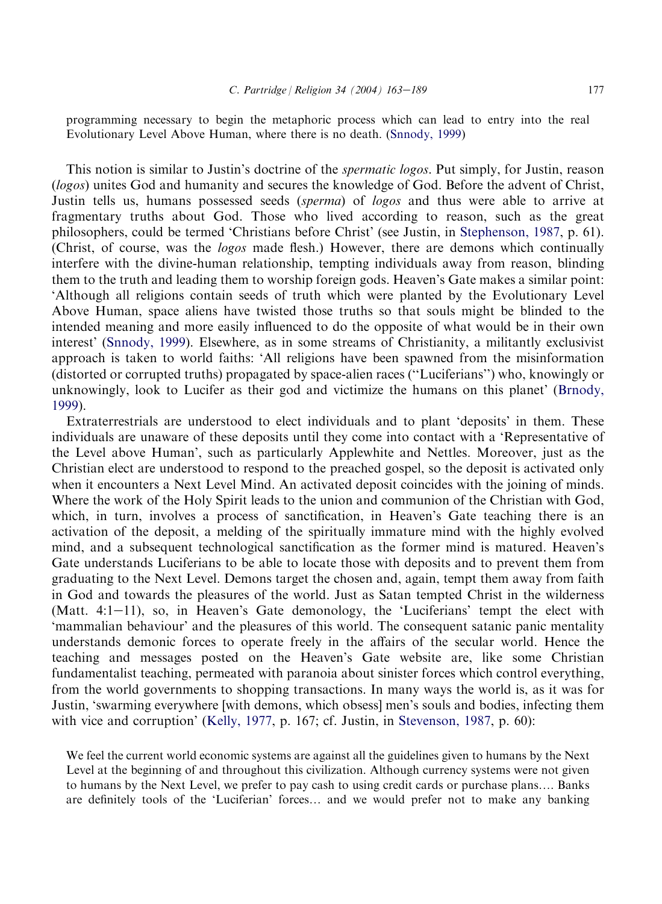programming necessary to begin the metaphoric process which can lead to entry into the real Evolutionary Level Above Human, where there is no death. (Snnody, 1999)

This notion is similar to Justin's doctrine of the *spermatic logos*. Put simply, for Justin, reason (*logos*) unites God and humanity and secures the knowledge of God. Before the advent of Christ, Justin tells us, humans possessed seeds (*sperma*) of *logos* and thus were able to arrive at fragmentary truths about God. Those who lived according to reason, such as the great philosophers, could be termed 'Christians before Christ' (see Justin, in Stephenson, 1987, p. 61). (Christ, of course, was the *logos* made flesh.) However, there are demons which continually interfere with the divine-human relationship, tempting individuals away from reason, blinding them to the truth and leading them to worship foreign gods. Heaven's Gate makes a similar point: 'Although all religions contain seeds of truth which were planted by the Evolutionary Level Above Human, space aliens have twisted those truths so that souls might be blinded to the intended meaning and more easily influenced to do the opposite of what would be in their own interest' (Snnody, 1999). Elsewhere, as in some streams of Christianity, a militantly exclusivist approach is taken to world faiths: 'All religions have been spawned from the misinformation (distorted or corrupted truths) propagated by space-alien races ("Luciferians") who, knowingly or unknowingly, look to Lucifer as their god and victimize the humans on this planet' (Brnody, 1999).

Extraterrestrials are understood to elect individuals and to plant 'deposits' in them. These individuals are unaware of these deposits until they come into contact with a 'Representative of the Level above Human', such as particularly Applewhite and Nettles. Moreover, just as the Christian elect are understood to respond to the preached gospel, so the deposit is activated only when it encounters a Next Level Mind. An activated deposit coincides with the joining of minds. Where the work of the Holy Spirit leads to the union and communion of the Christian with God, which, in turn, involves a process of sanctification, in Heaven's Gate teaching there is an activation of the deposit, a melding of the spiritually immature mind with the highly evolved mind, and a subsequent technological sanctification as the former mind is matured. Heaven's Gate understands Luciferians to be able to locate those with deposits and to prevent them from graduating to the Next Level. Demons target the chosen and, again, tempt them away from faith in God and towards the pleasures of the world. Just as Satan tempted Christ in the wilderness (Matt. 4:1–11), so, in Heaven's Gate demonology, the 'Luciferians' tempt the elect with 'mammalian behaviour' and the pleasures of this world. The consequent satanic panic mentality understands demonic forces to operate freely in the affairs of the secular world. Hence the teaching and messages posted on the Heaven's Gate website are, like some Christian fundamentalist teaching, permeated with paranoia about sinister forces which control everything, from the world governments to shopping transactions. In many ways the world is, as it was for Justin, 'swarming everywhere [with demons, which obsess] men's souls and bodies, infecting them with vice and corruption' (Kelly, 1977, p. 167; cf. Justin, in Stevenson, 1987, p. 60):

> We feel the current world economic systems are against all the guidelines given to humans by the Next Level at the beginning of and throughout this civilization. Although currency systems were not given to humans by the Next Level, we prefer to pay cash to using credit cards or purchase plans…. Banks are definitely tools of the 'Luciferian' forces… and we would prefer not to make any banking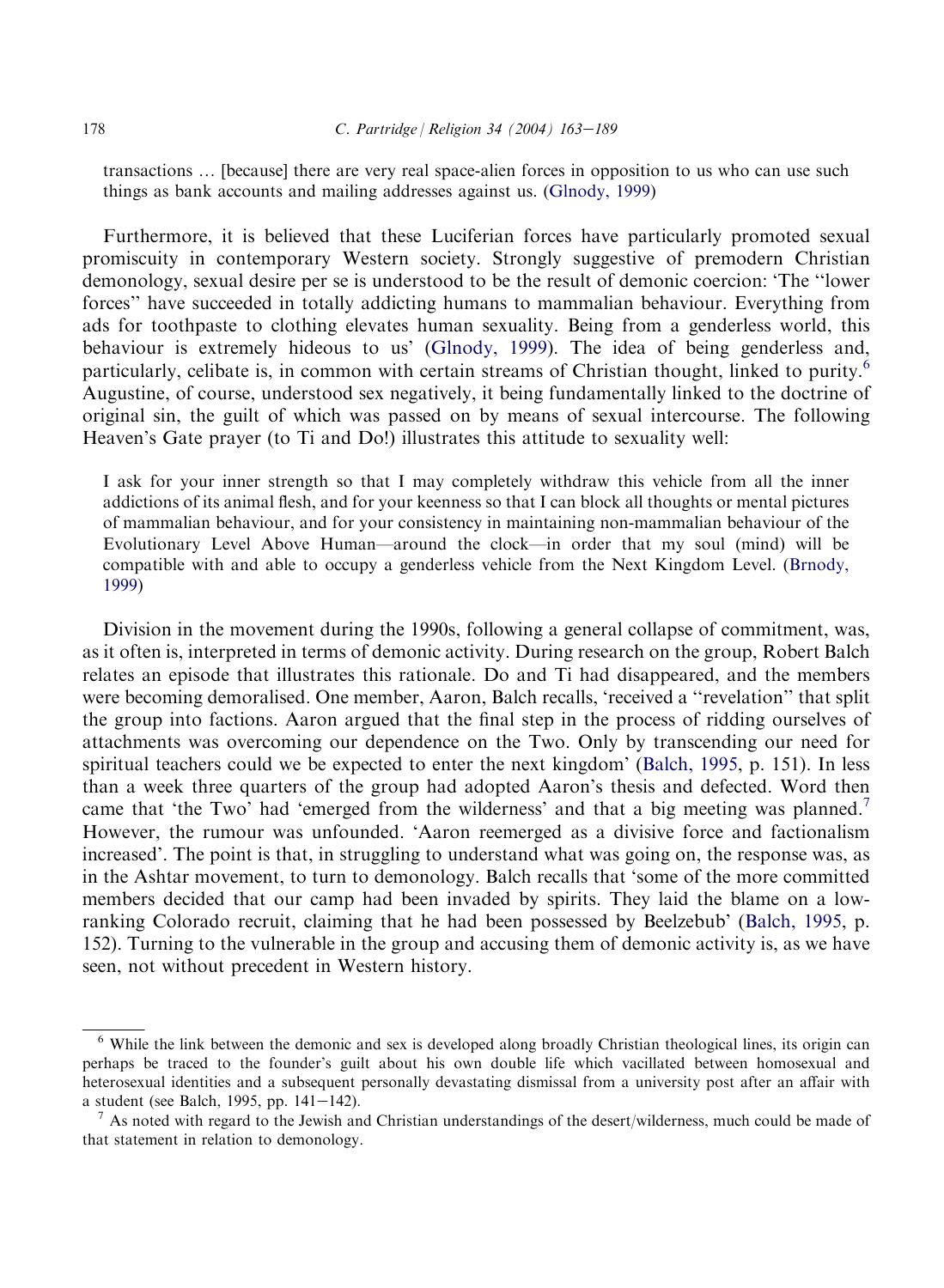transactions … [because] there are very real space-alien forces in opposition to us who can use such things as bank accounts and mailing addresses against us. (Glnody, 1999)

Furthermore, it is believed that these Luciferian forces have particularly promoted sexual promiscuity in contemporary Western society. Strongly suggestive of premodern Christian demonology, sexual desire per se is understood to be the result of demonic coercion: 'The "lower forces" have succeeded in totally addicting humans to mammalian behaviour. Everything from ads for toothpaste to clothing elevates human sexuality. Being from a genderless world, this behaviour is extremely hideous to us' (Glnody, 1999). The idea of being genderless and, particularly, celibate is, in common with certain streams of Christian thought, linked to purity.[6] Augustine, of course, understood sex negatively, it being fundamentally linked to the doctrine of original sin, the guilt of which was passed on by means of sexual intercourse. The following Heaven's Gate prayer (to Ti and Do!) illustrates this attitude to sexuality well:

> I ask for your inner strength so that I may completely withdraw this vehicle from all the inner addictions of its animal flesh, and for your keenness so that I can block all thoughts or mental pictures of mammalian behaviour, and for your consistency in maintaining non-mammalian behaviour of the Evolutionary Level Above Human—around the clock—in order that my soul (mind) will be compatible with and able to occupy a genderless vehicle from the Next Kingdom Level. (Brnody, 1999)

Division in the movement during the 1990s, following a general collapse of commitment, was, as it often is, interpreted in terms of demonic activity. During research on the group, Robert Balch relates an episode that illustrates this rationale. Do and Ti had disappeared, and the members were becoming demoralised. One member, Aaron, Balch recalls, 'received a "revelation" that split the group into factions. Aaron argued that the final step in the process of ridding ourselves of attachments was overcoming our dependence on the Two. Only by transcending our need for spiritual teachers could we be expected to enter the next kingdom' (Balch, 1995, p. 151). In less than a week three quarters of the group had adopted Aaron's thesis and defected. Word then came that 'the Two' had 'emerged from the wilderness' and that a big meeting was planned.[7] However, the rumour was unfounded. 'Aaron reemerged as a divisive force and factionalism increased'. The point is that, in struggling to understand what was going on, the response was, as in the Ashtar movement, to turn to demonology. Balch recalls that 'some of the more committed members decided that our camp had been invaded by spirits. They laid the blame on a low-ranking Colorado recruit, claiming that he had been possessed by Beelzebub' (Balch, 1995, p. 152). Turning to the vulnerable in the group and accusing them of demonic activity is, as we have seen, not without precedent in Western history.

---

[6] While the link between the demonic and sex is developed along broadly Christian theological lines, its origin can perhaps be traced to the founder's guilt about his own double life which vacillated between homosexual and heterosexual identities and a subsequent personally devastating dismissal from a university post after an affair with a student (see Balch, 1995, pp. 141–142).

[7] As noted with regard to the Jewish and Christian understandings of the desert/wilderness, much could be made of that statement in relation to demonology.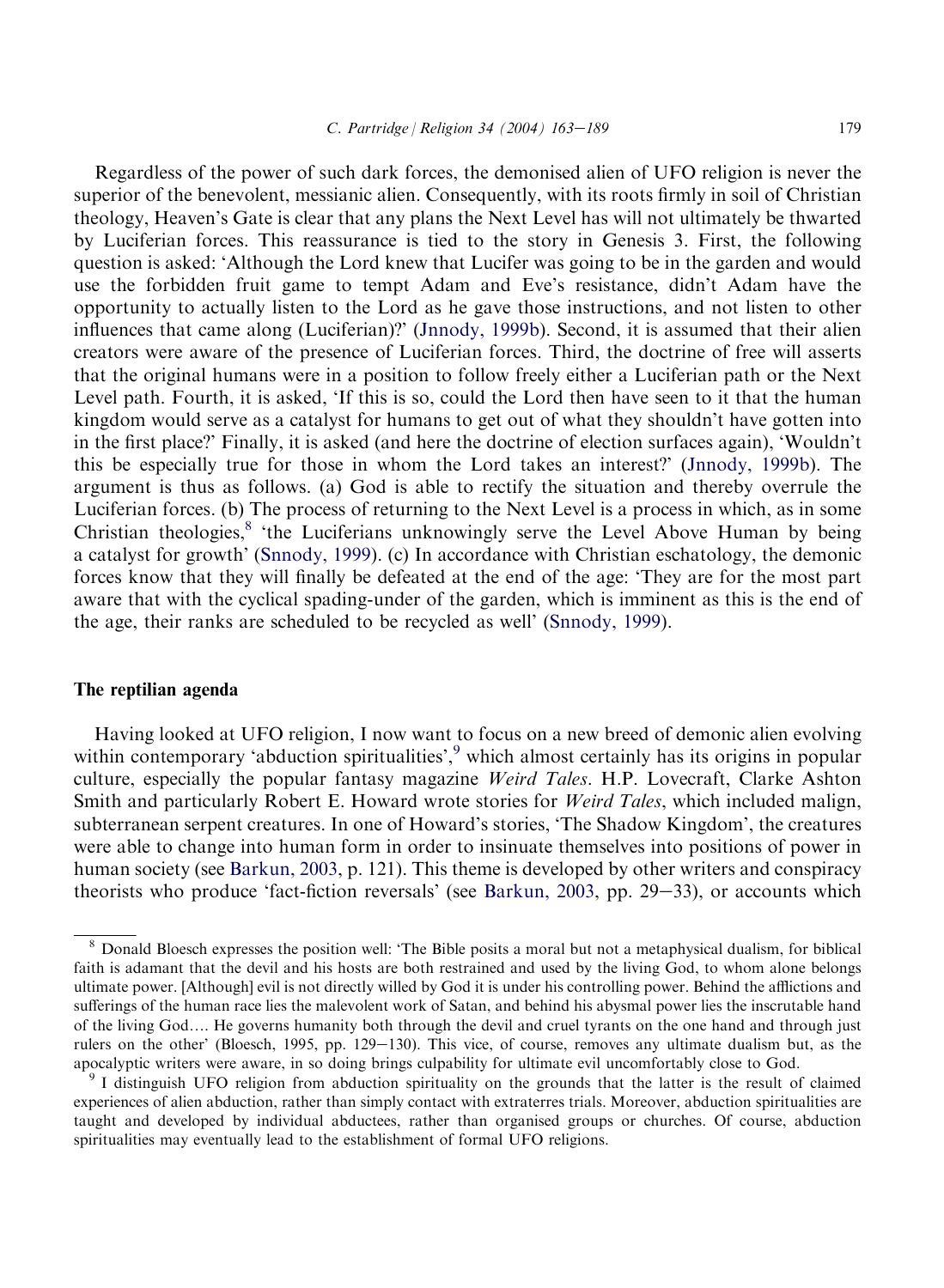Regardless of the power of such dark forces, the demonised alien of UFO religion is never the superior of the benevolent, messianic alien. Consequently, with its roots firmly in soil of Christian theology, Heaven's Gate is clear that any plans the Next Level has will not ultimately be thwarted by Luciferian forces. This reassurance is tied to the story in Genesis 3. First, the following question is asked: 'Although the Lord knew that Lucifer was going to be in the garden and would use the forbidden fruit game to tempt Adam and Eve's resistance, didn't Adam have the opportunity to actually listen to the Lord as he gave those instructions, and not listen to other influences that came along (Luciferian)?' (Jnnody, 1999b). Second, it is assumed that their alien creators were aware of the presence of Luciferian forces. Third, the doctrine of free will asserts that the original humans were in a position to follow freely either a Luciferian path or the Next Level path. Fourth, it is asked, 'If this is so, could the Lord then have seen to it that the human kingdom would serve as a catalyst for humans to get out of what they shouldn't have gotten into in the first place?' Finally, it is asked (and here the doctrine of election surfaces again), 'Wouldn't this be especially true for those in whom the Lord takes an interest?' (Jnnody, 1999b). The argument is thus as follows. (a) God is able to rectify the situation and thereby overrule the Luciferian forces. (b) The process of returning to the Next Level is a process in which, as in some Christian theologies,[8] 'the Luciferians unknowingly serve the Level Above Human by being a catalyst for growth' (Snnody, 1999). (c) In accordance with Christian eschatology, the demonic forces know that they will finally be defeated at the end of the age: 'They are for the most part aware that with the cyclical spading-under of the garden, which is imminent as this is the end of the age, their ranks are scheduled to be recycled as well' (Snnody, 1999).

## The reptilian agenda

Having looked at UFO religion, I now want to focus on a new breed of demonic alien evolving within contemporary 'abduction spiritualities',[9] which almost certainly has its origins in popular culture, especially the popular fantasy magazine *Weird Tales*. H.P. Lovecraft, Clarke Ashton Smith and particularly Robert E. Howard wrote stories for *Weird Tales*, which included malign, subterranean serpent creatures. In one of Howard's stories, 'The Shadow Kingdom', the creatures were able to change into human form in order to insinuate themselves into positions of power in human society (see Barkun, 2003, p. 121). This theme is developed by other writers and conspiracy theorists who produce 'fact-fiction reversals' (see Barkun, 2003, pp. 29–33), or accounts which

[8] Donald Bloesch expresses the position well: 'The Bible posits a moral but not a metaphysical dualism, for biblical faith is adamant that the devil and his hosts are both restrained and used by the living God, to whom alone belongs ultimate power. [Although] evil is not directly willed by God it is under his controlling power. Behind the afflictions and sufferings of the human race lies the malevolent work of Satan, and behind his abysmal power lies the inscrutable hand of the living God.... He governs humanity both through the devil and cruel tyrants on the one hand and through just rulers on the other' (Bloesch, 1995, pp. 129–130). This vice, of course, removes any ultimate dualism but, as the apocalyptic writers were aware, in so doing brings culpability for ultimate evil uncomfortably close to God.

[9] I distinguish UFO religion from abduction spirituality on the grounds that the latter is the result of claimed experiences of alien abduction, rather than simply contact with extraterres trials. Moreover, abduction spiritualities are taught and developed by individual abductees, rather than organised groups or churches. Of course, abduction spiritualities may eventually lead to the establishment of formal UFO religions.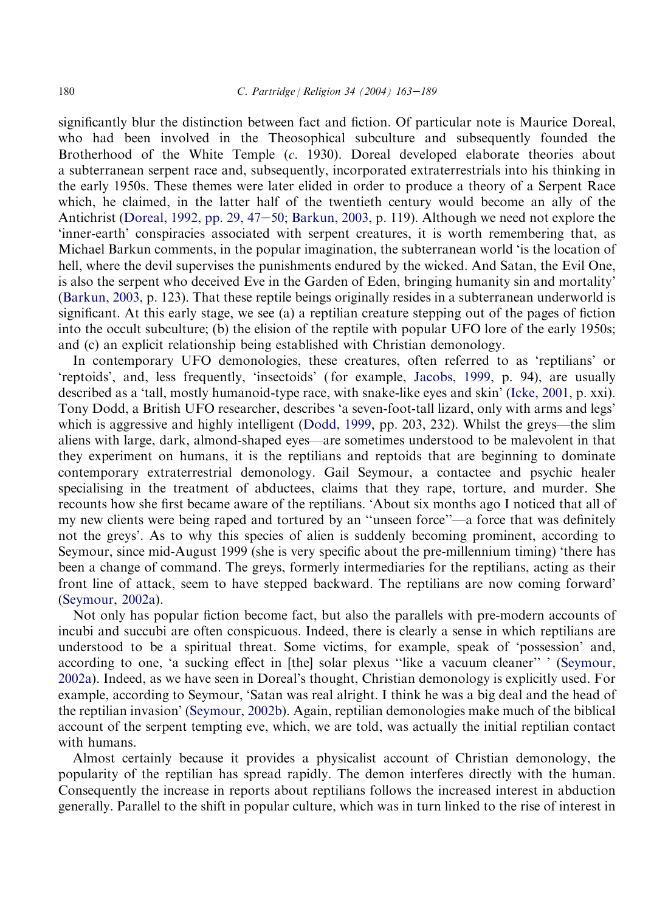significantly blur the distinction between fact and fiction. Of particular note is Maurice Doreal, who had been involved in the Theosophical subculture and subsequently founded the Brotherhood of the White Temple (*c.* 1930). Doreal developed elaborate theories about a subterranean serpent race and, subsequently, incorporated extraterrestrials into his thinking in the early 1950s. These themes were later elided in order to produce a theory of a Serpent Race which, he claimed, in the latter half of the twentieth century would become an ally of the Antichrist (Doreal, 1992, pp. 29, 47–50; Barkun, 2003, p. 119). Although we need not explore the 'inner-earth' conspiracies associated with serpent creatures, it is worth remembering that, as Michael Barkun comments, in the popular imagination, the subterranean world 'is the location of hell, where the devil supervises the punishments endured by the wicked. And Satan, the Evil One, is also the serpent who deceived Eve in the Garden of Eden, bringing humanity sin and mortality' (Barkun, 2003, p. 123). That these reptile beings originally resides in a subterranean underworld is significant. At this early stage, we see (a) a reptilian creature stepping out of the pages of fiction into the occult subculture; (b) the elision of the reptile with popular UFO lore of the early 1950s; and (c) an explicit relationship being established with Christian demonology.

In contemporary UFO demonologies, these creatures, often referred to as 'reptilians' or 'reptoids', and, less frequently, 'insectoids' (for example, Jacobs, 1999, p. 94), are usually described as a 'tall, mostly humanoid-type race, with snake-like eyes and skin' (Icke, 2001, p. xxi). Tony Dodd, a British UFO researcher, describes 'a seven-foot-tall lizard, only with arms and legs' which is aggressive and highly intelligent (Dodd, 1999, pp. 203, 232). Whilst the greys—the slim aliens with large, dark, almond-shaped eyes—are sometimes understood to be malevolent in that they experiment on humans, it is the reptilians and reptoids that are beginning to dominate contemporary extraterrestrial demonology. Gail Seymour, a contactee and psychic healer specialising in the treatment of abductees, claims that they rape, torture, and murder. She recounts how she first became aware of the reptilians. 'About six months ago I noticed that all of my new clients were being raped and tortured by an "unseen force"—a force that was definitely not the greys'. As to why this species of alien is suddenly becoming prominent, according to Seymour, since mid-August 1999 (she is very specific about the pre-millennium timing) 'there has been a change of command. The greys, formerly intermediaries for the reptilians, acting as their front line of attack, seem to have stepped backward. The reptilians are now coming forward' (Seymour, 2002a).

Not only has popular fiction become fact, but also the parallels with pre-modern accounts of incubi and succubi are often conspicuous. Indeed, there is clearly a sense in which reptilians are understood to be a spiritual threat. Some victims, for example, speak of 'possession' and, according to one, 'a sucking effect in [the] solar plexus "like a vacuum cleaner" ' (Seymour, 2002a). Indeed, as we have seen in Doreal's thought, Christian demonology is explicitly used. For example, according to Seymour, 'Satan was real alright. I think he was a big deal and the head of the reptilian invasion' (Seymour, 2002b). Again, reptilian demonologies make much of the biblical account of the serpent tempting eve, which, we are told, was actually the initial reptilian contact with humans.

Almost certainly because it provides a physicalist account of Christian demonology, the popularity of the reptilian has spread rapidly. The demon interferes directly with the human. Consequently the increase in reports about reptilians follows the increased interest in abduction generally. Parallel to the shift in popular culture, which was in turn linked to the rise of interest in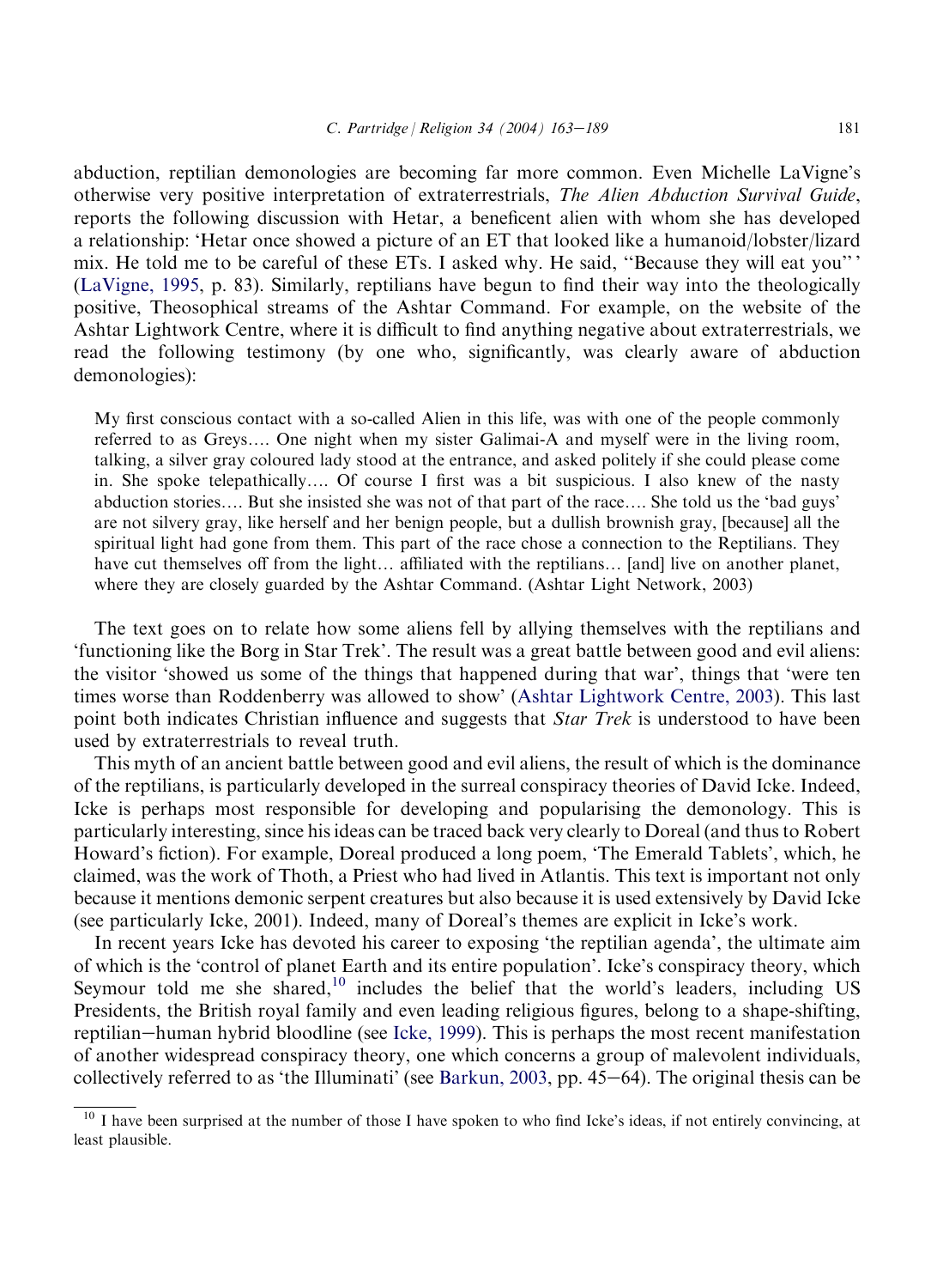abduction, reptilian demonologies are becoming far more common. Even Michelle LaVigne's otherwise very positive interpretation of extraterrestrials, *The Alien Abduction Survival Guide*, reports the following discussion with Hetar, a beneficent alien with whom she has developed a relationship: 'Hetar once showed a picture of an ET that looked like a humanoid/lobster/lizard mix. He told me to be careful of these ETs. I asked why. He said, "Because they will eat you"' (LaVigne, 1995, p. 83). Similarly, reptilians have begun to find their way into the theologically positive, Theosophical streams of the Ashtar Command. For example, on the website of the Ashtar Lightwork Centre, where it is difficult to find anything negative about extraterrestrials, we read the following testimony (by one who, significantly, was clearly aware of abduction demonologies):

> My first conscious contact with a so-called Alien in this life, was with one of the people commonly referred to as Greys…. One night when my sister Galimai-A and myself were in the living room, talking, a silver gray coloured lady stood at the entrance, and asked politely if she could please come in. She spoke telepathically…. Of course I first was a bit suspicious. I also knew of the nasty abduction stories…. But she insisted she was not of that part of the race…. She told us the 'bad guys' are not silvery gray, like herself and her benign people, but a dullish brownish gray, [because] all the spiritual light had gone from them. This part of the race chose a connection to the Reptilians. They have cut themselves off from the light… affiliated with the reptilians… [and] live on another planet, where they are closely guarded by the Ashtar Command. (Ashtar Light Network, 2003)

The text goes on to relate how some aliens fell by allying themselves with the reptilians and 'functioning like the Borg in Star Trek'. The result was a great battle between good and evil aliens: the visitor 'showed us some of the things that happened during that war', things that 'were ten times worse than Roddenberry was allowed to show' (Ashtar Lightwork Centre, 2003). This last point both indicates Christian influence and suggests that *Star Trek* is understood to have been used by extraterrestrials to reveal truth.

This myth of an ancient battle between good and evil aliens, the result of which is the dominance of the reptilians, is particularly developed in the surreal conspiracy theories of David Icke. Indeed, Icke is perhaps most responsible for developing and popularising the demonology. This is particularly interesting, since his ideas can be traced back very clearly to Doreal (and thus to Robert Howard's fiction). For example, Doreal produced a long poem, 'The Emerald Tablets', which, he claimed, was the work of Thoth, a Priest who had lived in Atlantis. This text is important not only because it mentions demonic serpent creatures but also because it is used extensively by David Icke (see particularly Icke, 2001). Indeed, many of Doreal's themes are explicit in Icke's work.

In recent years Icke has devoted his career to exposing 'the reptilian agenda', the ultimate aim of which is the 'control of planet Earth and its entire population'. Icke's conspiracy theory, which Seymour told me she shared,[10] includes the belief that the world's leaders, including US Presidents, the British royal family and even leading religious figures, belong to a shape-shifting, reptilian–human hybrid bloodline (see Icke, 1999). This is perhaps the most recent manifestation of another widespread conspiracy theory, one which concerns a group of malevolent individuals, collectively referred to as 'the Illuminati' (see Barkun, 2003, pp. 45–64). The original thesis can be

[10] I have been surprised at the number of those I have spoken to who find Icke's ideas, if not entirely convincing, at least plausible.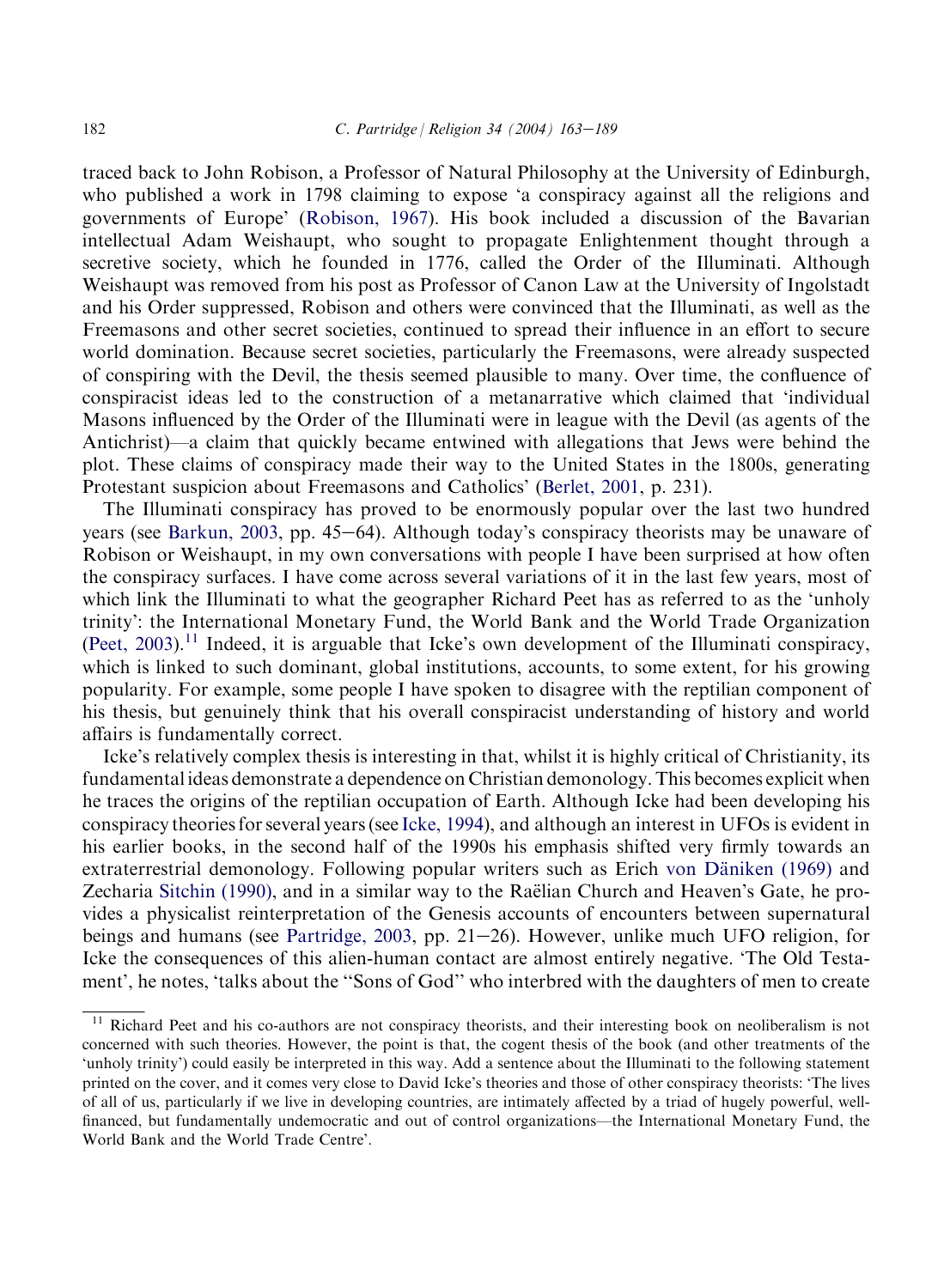traced back to John Robison, a Professor of Natural Philosophy at the University of Edinburgh, who published a work in 1798 claiming to expose 'a conspiracy against all the religions and governments of Europe' (Robison, 1967). His book included a discussion of the Bavarian intellectual Adam Weishaupt, who sought to propagate Enlightenment thought through a secretive society, which he founded in 1776, called the Order of the Illuminati. Although Weishaupt was removed from his post as Professor of Canon Law at the University of Ingolstadt and his Order suppressed, Robison and others were convinced that the Illuminati, as well as the Freemasons and other secret societies, continued to spread their influence in an effort to secure world domination. Because secret societies, particularly the Freemasons, were already suspected of conspiring with the Devil, the thesis seemed plausible to many. Over time, the confluence of conspiracist ideas led to the construction of a metanarrative which claimed that 'individual Masons influenced by the Order of the Illuminati were in league with the Devil (as agents of the Antichrist)—a claim that quickly became entwined with allegations that Jews were behind the plot. These claims of conspiracy made their way to the United States in the 1800s, generating Protestant suspicion about Freemasons and Catholics' (Berlet, 2001, p. 231).

The Illuminati conspiracy has proved to be enormously popular over the last two hundred years (see Barkun, 2003, pp. 45–64). Although today's conspiracy theorists may be unaware of Robison or Weishaupt, in my own conversations with people I have been surprised at how often the conspiracy surfaces. I have come across several variations of it in the last few years, most of which link the Illuminati to what the geographer Richard Peet has as referred to as the 'unholy trinity': the International Monetary Fund, the World Bank and the World Trade Organization (Peet, 2003).[11] Indeed, it is arguable that Icke's own development of the Illuminati conspiracy, which is linked to such dominant, global institutions, accounts, to some extent, for his growing popularity. For example, some people I have spoken to disagree with the reptilian component of his thesis, but genuinely think that his overall conspiracist understanding of history and world affairs is fundamentally correct.

Icke's relatively complex thesis is interesting in that, whilst it is highly critical of Christianity, its fundamental ideas demonstrate a dependence on Christian demonology. This becomes explicit when he traces the origins of the reptilian occupation of Earth. Although Icke had been developing his conspiracy theories for several years (see Icke, 1994), and although an interest in UFOs is evident in his earlier books, in the second half of the 1990s his emphasis shifted very firmly towards an extraterrestrial demonology. Following popular writers such as Erich von Däniken (1969) and Zecharia Sitchin (1990), and in a similar way to the Raëlian Church and Heaven's Gate, he provides a physicalist reinterpretation of the Genesis accounts of encounters between supernatural beings and humans (see Partridge, 2003, pp. 21–26). However, unlike much UFO religion, for Icke the consequences of this alien-human contact are almost entirely negative. 'The Old Testament', he notes, 'talks about the "Sons of God" who interbred with the daughters of men to create

[11] Richard Peet and his co-authors are not conspiracy theorists, and their interesting book on neoliberalism is not concerned with such theories. However, the point is that, the cogent thesis of the book (and other treatments of the 'unholy trinity') could easily be interpreted in this way. Add a sentence about the Illuminati to the following statement printed on the cover, and it comes very close to David Icke's theories and those of other conspiracy theorists: 'The lives of all of us, particularly if we live in developing countries, are intimately affected by a triad of hugely powerful, well-financed, but fundamentally undemocratic and out of control organizations—the International Monetary Fund, the World Bank and the World Trade Centre'.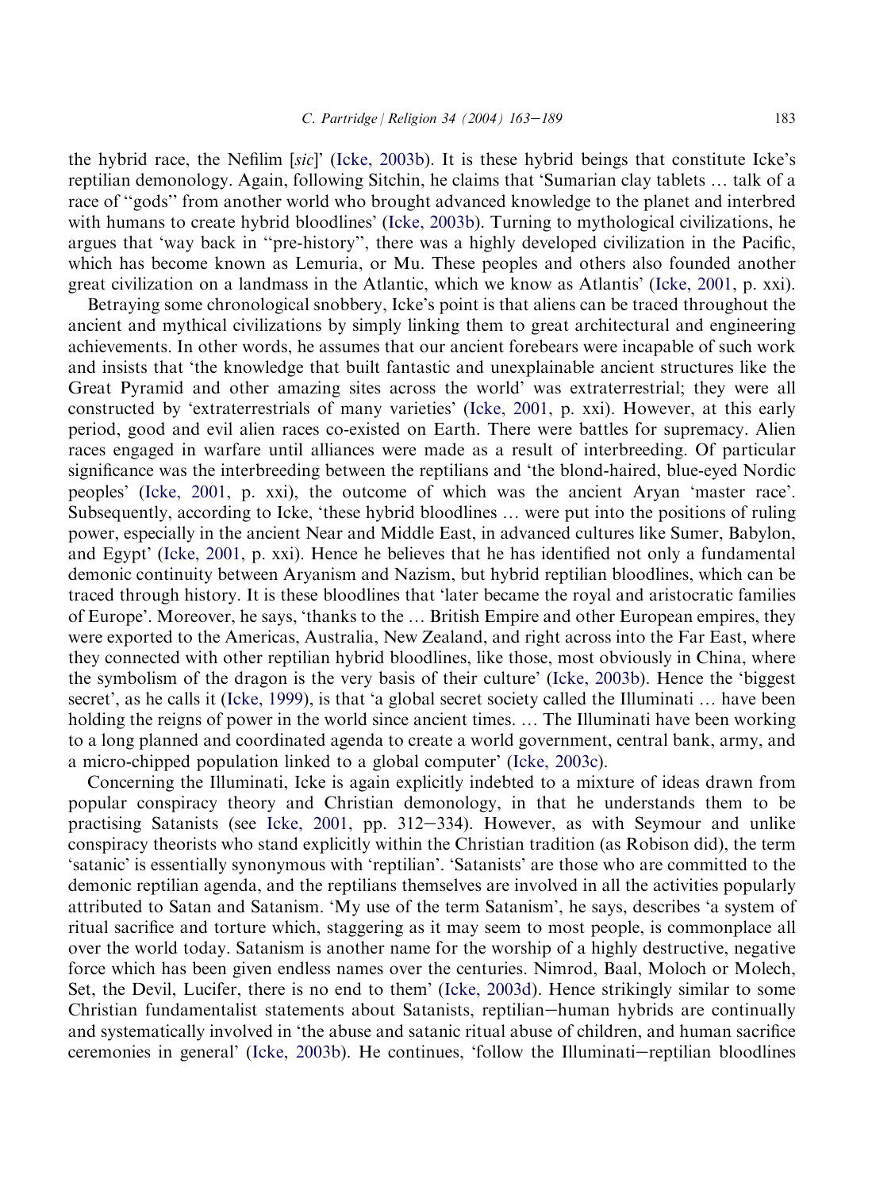the hybrid race, the Nefilim [*sic*]' (Icke, 2003b). It is these hybrid beings that constitute Icke's reptilian demonology. Again, following Sitchin, he claims that 'Sumarian clay tablets … talk of a race of "gods" from another world who brought advanced knowledge to the planet and interbred with humans to create hybrid bloodlines' (Icke, 2003b). Turning to mythological civilizations, he argues that 'way back in "pre-history", there was a highly developed civilization in the Pacific, which has become known as Lemuria, or Mu. These peoples and others also founded another great civilization on a landmass in the Atlantic, which we know as Atlantis' (Icke, 2001, p. xxi).

Betraying some chronological snobbery, Icke's point is that aliens can be traced throughout the ancient and mythical civilizations by simply linking them to great architectural and engineering achievements. In other words, he assumes that our ancient forebears were incapable of such work and insists that 'the knowledge that built fantastic and unexplainable ancient structures like the Great Pyramid and other amazing sites across the world' was extraterrestrial; they were all constructed by 'extraterrestrials of many varieties' (Icke, 2001, p. xxi). However, at this early period, good and evil alien races co-existed on Earth. There were battles for supremacy. Alien races engaged in warfare until alliances were made as a result of interbreeding. Of particular significance was the interbreeding between the reptilians and 'the blond-haired, blue-eyed Nordic peoples' (Icke, 2001, p. xxi), the outcome of which was the ancient Aryan 'master race'. Subsequently, according to Icke, 'these hybrid bloodlines … were put into the positions of ruling power, especially in the ancient Near and Middle East, in advanced cultures like Sumer, Babylon, and Egypt' (Icke, 2001, p. xxi). Hence he believes that he has identified not only a fundamental demonic continuity between Aryanism and Nazism, but hybrid reptilian bloodlines, which can be traced through history. It is these bloodlines that 'later became the royal and aristocratic families of Europe'. Moreover, he says, 'thanks to the … British Empire and other European empires, they were exported to the Americas, Australia, New Zealand, and right across into the Far East, where they connected with other reptilian hybrid bloodlines, like those, most obviously in China, where the symbolism of the dragon is the very basis of their culture' (Icke, 2003b). Hence the 'biggest secret', as he calls it (Icke, 1999), is that 'a global secret society called the Illuminati … have been holding the reigns of power in the world since ancient times. … The Illuminati have been working to a long planned and coordinated agenda to create a world government, central bank, army, and a micro-chipped population linked to a global computer' (Icke, 2003c).

Concerning the Illuminati, Icke is again explicitly indebted to a mixture of ideas drawn from popular conspiracy theory and Christian demonology, in that he understands them to be practising Satanists (see Icke, 2001, pp. 312–334). However, as with Seymour and unlike conspiracy theorists who stand explicitly within the Christian tradition (as Robison did), the term 'satanic' is essentially synonymous with 'reptilian'. 'Satanists' are those who are committed to the demonic reptilian agenda, and the reptilians themselves are involved in all the activities popularly attributed to Satan and Satanism. 'My use of the term Satanism', he says, describes 'a system of ritual sacrifice and torture which, staggering as it may seem to most people, is commonplace all over the world today. Satanism is another name for the worship of a highly destructive, negative force which has been given endless names over the centuries. Nimrod, Baal, Moloch or Molech, Set, the Devil, Lucifer, there is no end to them' (Icke, 2003d). Hence strikingly similar to some Christian fundamentalist statements about Satanists, reptilian–human hybrids are continually and systematically involved in 'the abuse and satanic ritual abuse of children, and human sacrifice ceremonies in general' (Icke, 2003b). He continues, 'follow the Illuminati–reptilian bloodlines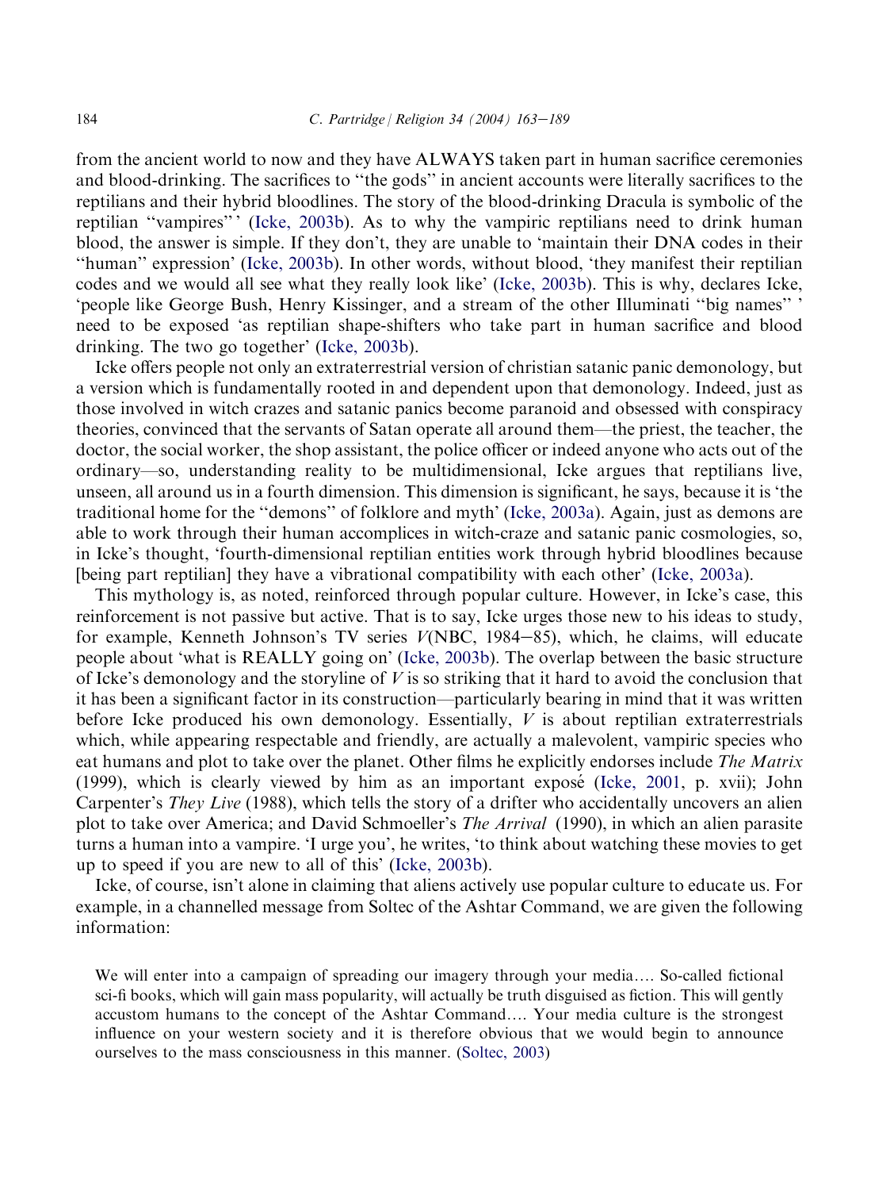from the ancient world to now and they have ALWAYS taken part in human sacrifice ceremonies and blood-drinking. The sacrifices to ''the gods'' in ancient accounts were literally sacrifices to the reptilians and their hybrid bloodlines. The story of the blood-drinking Dracula is symbolic of the reptilian ''vampires'' ' (Icke, 2003b). As to why the vampiric reptilians need to drink human blood, the answer is simple. If they don't, they are unable to 'maintain their DNA codes in their ''human'' expression' (Icke, 2003b). In other words, without blood, 'they manifest their reptilian codes and we would all see what they really look like' (Icke, 2003b). This is why, declares Icke, 'people like George Bush, Henry Kissinger, and a stream of the other Illuminati ''big names'' ' need to be exposed 'as reptilian shape-shifters who take part in human sacrifice and blood drinking. The two go together' (Icke, 2003b).

Icke offers people not only an extraterrestrial version of christian satanic panic demonology, but a version which is fundamentally rooted in and dependent upon that demonology. Indeed, just as those involved in witch crazes and satanic panics become paranoid and obsessed with conspiracy theories, convinced that the servants of Satan operate all around them—the priest, the teacher, the doctor, the social worker, the shop assistant, the police officer or indeed anyone who acts out of the ordinary—so, understanding reality to be multidimensional, Icke argues that reptilians live, unseen, all around us in a fourth dimension. This dimension is significant, he says, because it is 'the traditional home for the ''demons'' of folklore and myth' (Icke, 2003a). Again, just as demons are able to work through their human accomplices in witch-craze and satanic panic cosmologies, so, in Icke's thought, 'fourth-dimensional reptilian entities work through hybrid bloodlines because [being part reptilian] they have a vibrational compatibility with each other' (Icke, 2003a).

This mythology is, as noted, reinforced through popular culture. However, in Icke's case, this reinforcement is not passive but active. That is to say, Icke urges those new to his ideas to study, for example, Kenneth Johnson's TV series *V*(NBC, 1984–85), which, he claims, will educate people about 'what is REALLY going on' (Icke, 2003b). The overlap between the basic structure of Icke's demonology and the storyline of *V* is so striking that it hard to avoid the conclusion that it has been a significant factor in its construction—particularly bearing in mind that it was written before Icke produced his own demonology. Essentially, *V* is about reptilian extraterrestrials which, while appearing respectable and friendly, are actually a malevolent, vampiric species who eat humans and plot to take over the planet. Other films he explicitly endorses include *The Matrix* (1999), which is clearly viewed by him as an important exposé (Icke, 2001, p. xvii); John Carpenter's *They Live* (1988), which tells the story of a drifter who accidentally uncovers an alien plot to take over America; and David Schmoeller's *The Arrival* (1990), in which an alien parasite turns a human into a vampire. 'I urge you', he writes, 'to think about watching these movies to get up to speed if you are new to all of this' (Icke, 2003b).

Icke, of course, isn't alone in claiming that aliens actively use popular culture to educate us. For example, in a channelled message from Soltec of the Ashtar Command, we are given the following information:

> We will enter into a campaign of spreading our imagery through your media…. So-called fictional sci-fi books, which will gain mass popularity, will actually be truth disguised as fiction. This will gently accustom humans to the concept of the Ashtar Command…. Your media culture is the strongest influence on your western society and it is therefore obvious that we would begin to announce ourselves to the mass consciousness in this manner. (Soltec, 2003)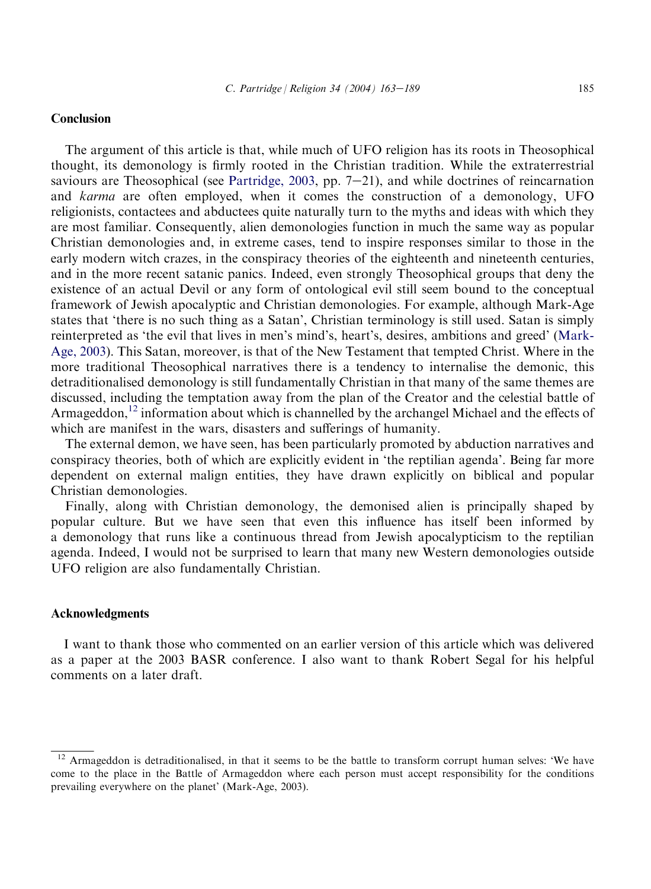## Conclusion

The argument of this article is that, while much of UFO religion has its roots in Theosophical thought, its demonology is firmly rooted in the Christian tradition. While the extraterrestrial saviours are Theosophical (see Partridge, 2003, pp. 7–21), and while doctrines of reincarnation and *karma* are often employed, when it comes the construction of a demonology, UFO religionists, contactees and abductees quite naturally turn to the myths and ideas with which they are most familiar. Consequently, alien demonologies function in much the same way as popular Christian demonologies and, in extreme cases, tend to inspire responses similar to those in the early modern witch crazes, in the conspiracy theories of the eighteenth and nineteenth centuries, and in the more recent satanic panics. Indeed, even strongly Theosophical groups that deny the existence of an actual Devil or any form of ontological evil still seem bound to the conceptual framework of Jewish apocalyptic and Christian demonologies. For example, although Mark-Age states that 'there is no such thing as a Satan', Christian terminology is still used. Satan is simply reinterpreted as 'the evil that lives in men's mind's, heart's, desires, ambitions and greed' (Mark-Age, 2003). This Satan, moreover, is that of the New Testament that tempted Christ. Where in the more traditional Theosophical narratives there is a tendency to internalise the demonic, this detraditionalised demonology is still fundamentally Christian in that many of the same themes are discussed, including the temptation away from the plan of the Creator and the celestial battle of Armageddon,[12] information about which is channelled by the archangel Michael and the effects of which are manifest in the wars, disasters and sufferings of humanity.

The external demon, we have seen, has been particularly promoted by abduction narratives and conspiracy theories, both of which are explicitly evident in 'the reptilian agenda'. Being far more dependent on external malign entities, they have drawn explicitly on biblical and popular Christian demonologies.

Finally, along with Christian demonology, the demonised alien is principally shaped by popular culture. But we have seen that even this influence has itself been informed by a demonology that runs like a continuous thread from Jewish apocalypticism to the reptilian agenda. Indeed, I would not be surprised to learn that many new Western demonologies outside UFO religion are also fundamentally Christian.

## Acknowledgments

I want to thank those who commented on an earlier version of this article which was delivered as a paper at the 2003 BASR conference. I also want to thank Robert Segal for his helpful comments on a later draft.

---

[12] Armageddon is detraditionalised, in that it seems to be the battle to transform corrupt human selves: 'We have come to the place in the Battle of Armageddon where each person must accept responsibility for the conditions prevailing everywhere on the planet' (Mark-Age, 2003).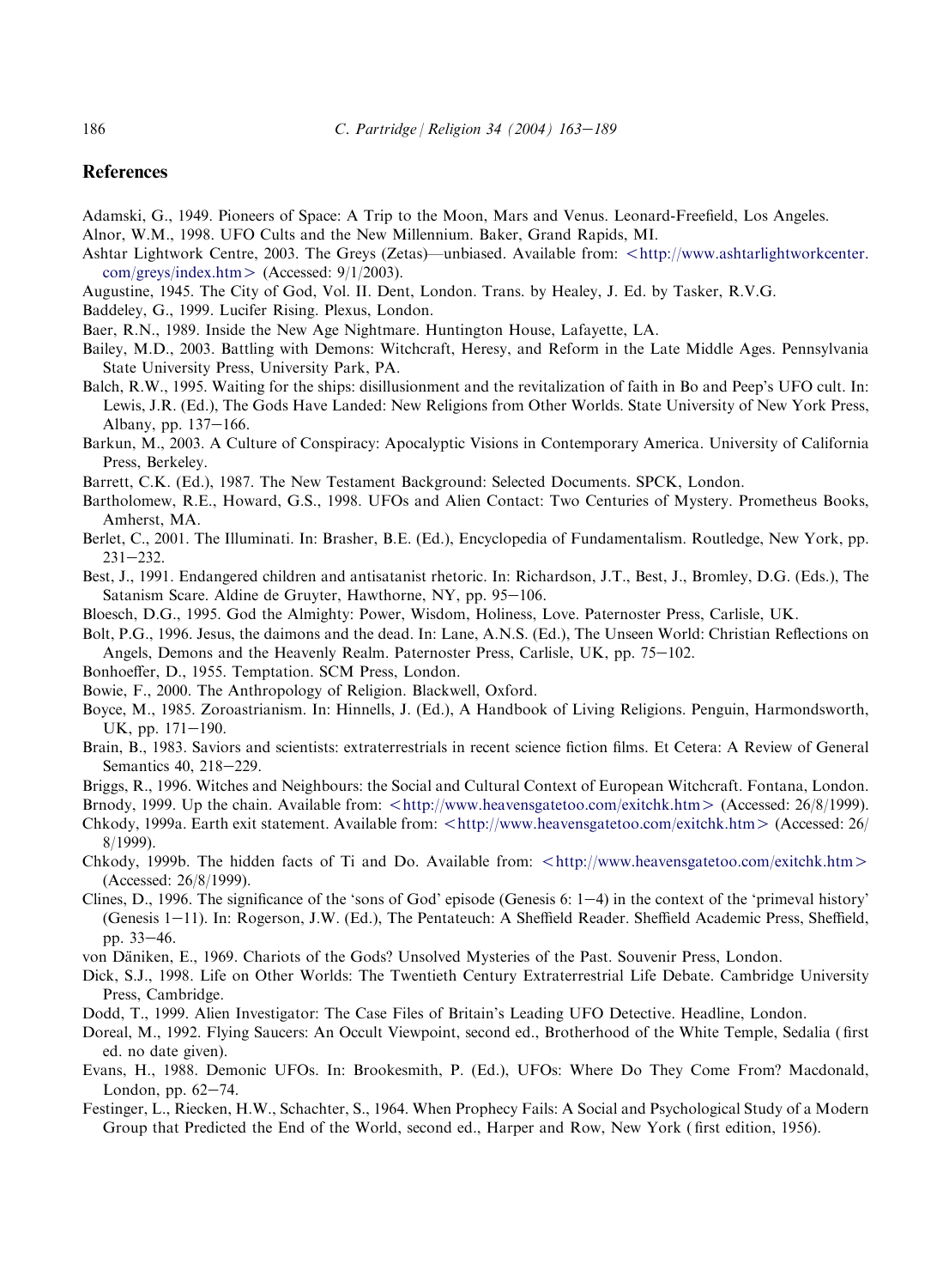## References

Adamski, G., 1949. Pioneers of Space: A Trip to the Moon, Mars and Venus. Leonard-Freefield, Los Angeles.

Alnor, W.M., 1998. UFO Cults and the New Millennium. Baker, Grand Rapids, MI.

Ashtar Lightwork Centre, 2003. The Greys (Zetas)—unbiased. Available from: <http://www.ashtarlightworkcenter.com/greys/index.htm> (Accessed: 9/1/2003).

Augustine, 1945. The City of God, Vol. II. Dent, London. Trans. by Healey, J. Ed. by Tasker, R.V.G.

Baddeley, G., 1999. Lucifer Rising. Plexus, London.

Baer, R.N., 1989. Inside the New Age Nightmare. Huntington House, Lafayette, LA.

Bailey, M.D., 2003. Battling with Demons: Witchcraft, Heresy, and Reform in the Late Middle Ages. Pennsylvania State University Press, University Park, PA.

Balch, R.W., 1995. Waiting for the ships: disillusionment and the revitalization of faith in Bo and Peep's UFO cult. In: Lewis, J.R. (Ed.), The Gods Have Landed: New Religions from Other Worlds. State University of New York Press, Albany, pp. 137–166.

Barkun, M., 2003. A Culture of Conspiracy: Apocalyptic Visions in Contemporary America. University of California Press, Berkeley.

Barrett, C.K. (Ed.), 1987. The New Testament Background: Selected Documents. SPCK, London.

Bartholomew, R.E., Howard, G.S., 1998. UFOs and Alien Contact: Two Centuries of Mystery. Prometheus Books, Amherst, MA.

Berlet, C., 2001. The Illuminati. In: Brasher, B.E. (Ed.), Encyclopedia of Fundamentalism. Routledge, New York, pp. 231–232.

Best, J., 1991. Endangered children and antisatanist rhetoric. In: Richardson, J.T., Best, J., Bromley, D.G. (Eds.), The Satanism Scare. Aldine de Gruyter, Hawthorne, NY, pp. 95–106.

Bloesch, D.G., 1995. God the Almighty: Power, Wisdom, Holiness, Love. Paternoster Press, Carlisle, UK.

Bolt, P.G., 1996. Jesus, the daimons and the dead. In: Lane, A.N.S. (Ed.), The Unseen World: Christian Reflections on Angels, Demons and the Heavenly Realm. Paternoster Press, Carlisle, UK, pp. 75–102.

Bonhoeffer, D., 1955. Temptation. SCM Press, London.

Bowie, F., 2000. The Anthropology of Religion. Blackwell, Oxford.

Boyce, M., 1985. Zoroastrianism. In: Hinnells, J. (Ed.), A Handbook of Living Religions. Penguin, Harmondsworth, UK, pp. 171–190.

Brain, B., 1983. Saviors and scientists: extraterrestrials in recent science fiction films. Et Cetera: A Review of General Semantics 40, 218–229.

Briggs, R., 1996. Witches and Neighbours: the Social and Cultural Context of European Witchcraft. Fontana, London.

Brnody, 1999. Up the chain. Available from: <http://www.heavensgatetoo.com/exitchk.htm> (Accessed: 26/8/1999).

Chkody, 1999a. Earth exit statement. Available from: <http://www.heavensgatetoo.com/exitchk.htm> (Accessed: 26/8/1999).

Chkody, 1999b. The hidden facts of Ti and Do. Available from: <http://www.heavensgatetoo.com/exitchk.htm> (Accessed: 26/8/1999).

Clines, D., 1996. The significance of the 'sons of God' episode (Genesis 6: 1–4) in the context of the 'primeval history' (Genesis 1–11). In: Rogerson, J.W. (Ed.), The Pentateuch: A Sheffield Reader. Sheffield Academic Press, Sheffield, pp. 33–46.

von Däniken, E., 1969. Chariots of the Gods? Unsolved Mysteries of the Past. Souvenir Press, London.

Dick, S.J., 1998. Life on Other Worlds: The Twentieth Century Extraterrestrial Life Debate. Cambridge University Press, Cambridge.

Dodd, T., 1999. Alien Investigator: The Case Files of Britain's Leading UFO Detective. Headline, London.

Doreal, M., 1992. Flying Saucers: An Occult Viewpoint, second ed., Brotherhood of the White Temple, Sedalia (first ed. no date given).

Evans, H., 1988. Demonic UFOs. In: Brookesmith, P. (Ed.), UFOs: Where Do They Come From? Macdonald, London, pp. 62–74.

Festinger, L., Riecken, H.W., Schachter, S., 1964. When Prophecy Fails: A Social and Psychological Study of a Modern Group that Predicted the End of the World, second ed., Harper and Row, New York (first edition, 1956).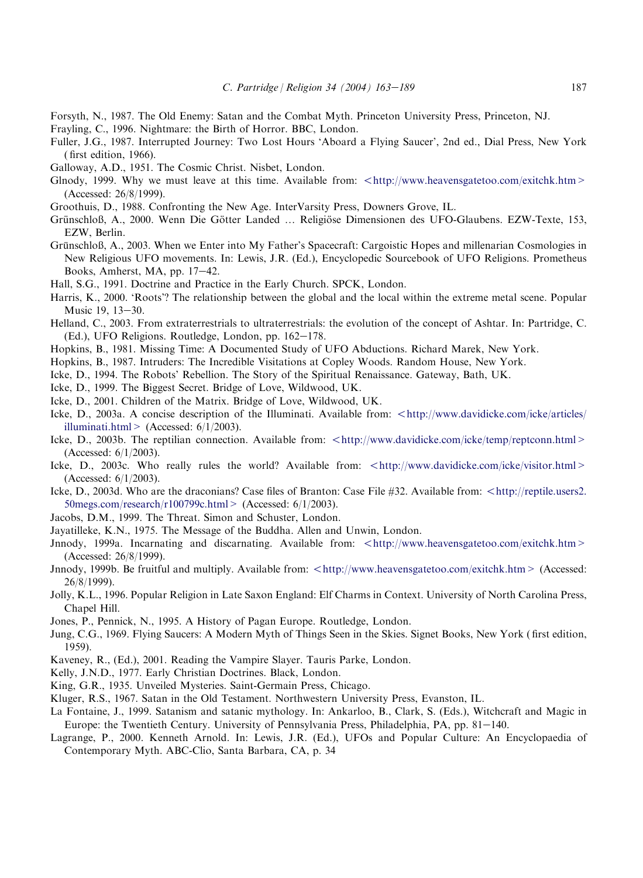Forsyth, N., 1987. The Old Enemy: Satan and the Combat Myth. Princeton University Press, Princeton, NJ.

Frayling, C., 1996. Nightmare: the Birth of Horror. BBC, London.

Fuller, J.G., 1987. Interrupted Journey: Two Lost Hours 'Aboard a Flying Saucer', 2nd ed., Dial Press, New York (first edition, 1966).

Galloway, A.D., 1951. The Cosmic Christ. Nisbet, London.

Glnody, 1999. Why we must leave at this time. Available from: <http://www.heavensgatetoo.com/exitchk.htm> (Accessed: 26/8/1999).

Groothuis, D., 1988. Confronting the New Age. InterVarsity Press, Downers Grove, IL.

Grünschloß, A., 2000. Wenn Die Götter Landed … Religiöse Dimensionen des UFO-Glaubens. EZW-Texte, 153, EZW, Berlin.

Grünschloß, A., 2003. When we Enter into My Father's Spacecraft: Cargoistic Hopes and millenarian Cosmologies in New Religious UFO movements. In: Lewis, J.R. (Ed.), Encyclopedic Sourcebook of UFO Religions. Prometheus Books, Amherst, MA, pp. 17–42.

Hall, S.G., 1991. Doctrine and Practice in the Early Church. SPCK, London.

Harris, K., 2000. 'Roots'? The relationship between the global and the local within the extreme metal scene. Popular Music 19, 13–30.

Helland, C., 2003. From extraterrestrials to ultraterrestrials: the evolution of the concept of Ashtar. In: Partridge, C. (Ed.), UFO Religions. Routledge, London, pp. 162–178.

Hopkins, B., 1981. Missing Time: A Documented Study of UFO Abductions. Richard Marek, New York.

Hopkins, B., 1987. Intruders: The Incredible Visitations at Copley Woods. Random House, New York.

Icke, D., 1994. The Robots' Rebellion. The Story of the Spiritual Renaissance. Gateway, Bath, UK.

Icke, D., 1999. The Biggest Secret. Bridge of Love, Wildwood, UK.

Icke, D., 2001. Children of the Matrix. Bridge of Love, Wildwood, UK.

Icke, D., 2003a. A concise description of the Illuminati. Available from: <http://www.davidicke.com/icke/articles/illuminati.html> (Accessed: 6/1/2003).

Icke, D., 2003b. The reptilian connection. Available from: <http://www.davidicke.com/icke/temp/reptconn.html> (Accessed: 6/1/2003).

Icke, D., 2003c. Who really rules the world? Available from: <http://www.davidicke.com/icke/visitor.html> (Accessed: 6/1/2003).

Icke, D., 2003d. Who are the draconians? Case files of Branton: Case File #32. Available from: <http://reptile.users2.50megs.com/research/r100799c.html> (Accessed: 6/1/2003).

Jacobs, D.M., 1999. The Threat. Simon and Schuster, London.

Jayatilleke, K.N., 1975. The Message of the Buddha. Allen and Unwin, London.

Jnnody, 1999a. Incarnating and discarnating. Available from: <http://www.heavensgatetoo.com/exitchk.htm> (Accessed: 26/8/1999).

Jnnody, 1999b. Be fruitful and multiply. Available from: <http://www.heavensgatetoo.com/exitchk.htm> (Accessed: 26/8/1999).

Jolly, K.L., 1996. Popular Religion in Late Saxon England: Elf Charms in Context. University of North Carolina Press, Chapel Hill.

Jones, P., Pennick, N., 1995. A History of Pagan Europe. Routledge, London.

Jung, C.G., 1969. Flying Saucers: A Modern Myth of Things Seen in the Skies. Signet Books, New York (first edition, 1959).

Kaveney, R., (Ed.), 2001. Reading the Vampire Slayer. Tauris Parke, London.

Kelly, J.N.D., 1977. Early Christian Doctrines. Black, London.

King, G.R., 1935. Unveiled Mysteries. Saint-Germain Press, Chicago.

Kluger, R.S., 1967. Satan in the Old Testament. Northwestern University Press, Evanston, IL.

La Fontaine, J., 1999. Satanism and satanic mythology. In: Ankarloo, B., Clark, S. (Eds.), Witchcraft and Magic in Europe: the Twentieth Century. University of Pennsylvania Press, Philadelphia, PA, pp. 81–140.

Lagrange, P., 2000. Kenneth Arnold. In: Lewis, J.R. (Ed.), UFOs and Popular Culture: An Encyclopaedia of Contemporary Myth. ABC-Clio, Santa Barbara, CA, p. 34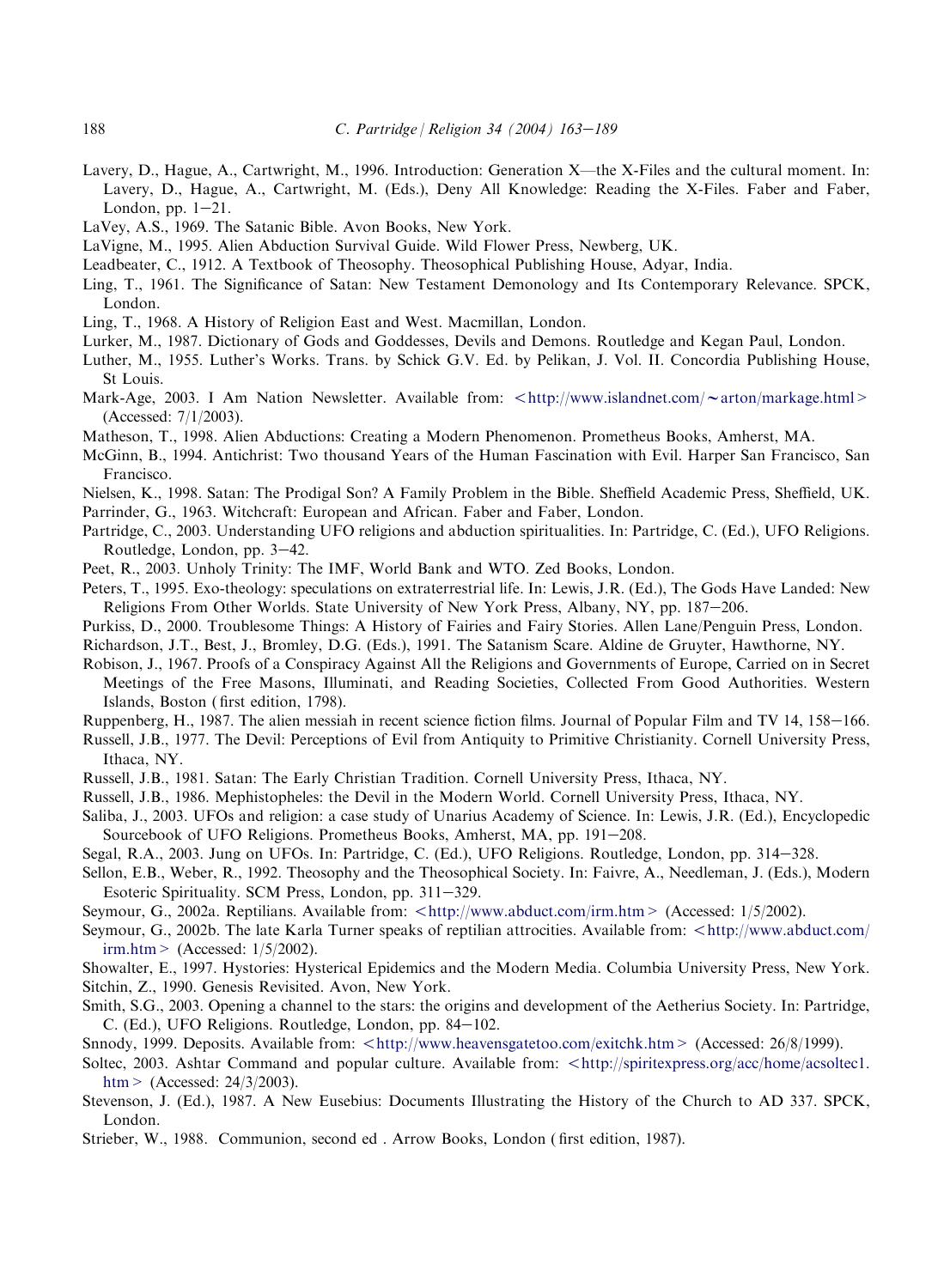Lavery, D., Hague, A., Cartwright, M., 1996. Introduction: Generation X—the X-Files and the cultural moment. In: Lavery, D., Hague, A., Cartwright, M. (Eds.), Deny All Knowledge: Reading the X-Files. Faber and Faber, London, pp. 1–21.

LaVey, A.S., 1969. The Satanic Bible. Avon Books, New York.

LaVigne, M., 1995. Alien Abduction Survival Guide. Wild Flower Press, Newberg, UK.

Leadbeater, C., 1912. A Textbook of Theosophy. Theosophical Publishing House, Adyar, India.

Ling, T., 1961. The Significance of Satan: New Testament Demonology and Its Contemporary Relevance. SPCK, London.

Ling, T., 1968. A History of Religion East and West. Macmillan, London.

Lurker, M., 1987. Dictionary of Gods and Goddesses, Devils and Demons. Routledge and Kegan Paul, London.

Luther, M., 1955. Luther's Works. Trans. by Schick G.V. Ed. by Pelikan, J. Vol. II. Concordia Publishing House, St Louis.

Mark-Age, 2003. I Am Nation Newsletter. Available from: <http://www.islandnet.com/~arton/markage.html> (Accessed: 7/1/2003).

Matheson, T., 1998. Alien Abductions: Creating a Modern Phenomenon. Prometheus Books, Amherst, MA.

McGinn, B., 1994. Antichrist: Two thousand Years of the Human Fascination with Evil. Harper San Francisco, San Francisco.

Nielsen, K., 1998. Satan: The Prodigal Son? A Family Problem in the Bible. Sheffield Academic Press, Sheffield, UK.

Parrinder, G., 1963. Witchcraft: European and African. Faber and Faber, London.

Partridge, C., 2003. Understanding UFO religions and abduction spiritualities. In: Partridge, C. (Ed.), UFO Religions. Routledge, London, pp. 3–42.

Peet, R., 2003. Unholy Trinity: The IMF, World Bank and WTO. Zed Books, London.

Peters, T., 1995. Exo-theology: speculations on extraterrestrial life. In: Lewis, J.R. (Ed.), The Gods Have Landed: New Religions From Other Worlds. State University of New York Press, Albany, NY, pp. 187–206.

Purkiss, D., 2000. Troublesome Things: A History of Fairies and Fairy Stories. Allen Lane/Penguin Press, London.

Richardson, J.T., Best, J., Bromley, D.G. (Eds.), 1991. The Satanism Scare. Aldine de Gruyter, Hawthorne, NY.

Robison, J., 1967. Proofs of a Conspiracy Against All the Religions and Governments of Europe, Carried on in Secret Meetings of the Free Masons, Illuminati, and Reading Societies, Collected From Good Authorities. Western Islands, Boston (first edition, 1798).

Ruppenberg, H., 1987. The alien messiah in recent science fiction films. Journal of Popular Film and TV 14, 158–166.

Russell, J.B., 1977. The Devil: Perceptions of Evil from Antiquity to Primitive Christianity. Cornell University Press, Ithaca, NY.

Russell, J.B., 1981. Satan: The Early Christian Tradition. Cornell University Press, Ithaca, NY.

Russell, J.B., 1986. Mephistopheles: the Devil in the Modern World. Cornell University Press, Ithaca, NY.

Saliba, J., 2003. UFOs and religion: a case study of Unarius Academy of Science. In: Lewis, J.R. (Ed.), Encyclopedic Sourcebook of UFO Religions. Prometheus Books, Amherst, MA, pp. 191–208.

Segal, R.A., 2003. Jung on UFOs. In: Partridge, C. (Ed.), UFO Religions. Routledge, London, pp. 314–328.

Sellon, E.B., Weber, R., 1992. Theosophy and the Theosophical Society. In: Faivre, A., Needleman, J. (Eds.), Modern Esoteric Spirituality. SCM Press, London, pp. 311–329.

Seymour, G., 2002a. Reptilians. Available from: <http://www.abduct.com/irm.htm> (Accessed: 1/5/2002).

Seymour, G., 2002b. The late Karla Turner speaks of reptilian attrocities. Available from: <http://www.abduct.com/irm.htm> (Accessed: 1/5/2002).

Showalter, E., 1997. Hystories: Hysterical Epidemics and the Modern Media. Columbia University Press, New York.

Sitchin, Z., 1990. Genesis Revisited. Avon, New York.

Smith, S.G., 2003. Opening a channel to the stars: the origins and development of the Aetherius Society. In: Partridge, C. (Ed.), UFO Religions. Routledge, London, pp. 84–102.

Snnody, 1999. Deposits. Available from: <http://www.heavensgatetoo.com/exitchk.htm> (Accessed: 26/8/1999).

Soltec, 2003. Ashtar Command and popular culture. Available from: <http://spiritexpress.org/acc/home/acsoltec1.htm> (Accessed: 24/3/2003).

Stevenson, J. (Ed.), 1987. A New Eusebius: Documents Illustrating the History of the Church to AD 337. SPCK, London.

Strieber, W., 1988. Communion, second ed. Arrow Books, London (first edition, 1987).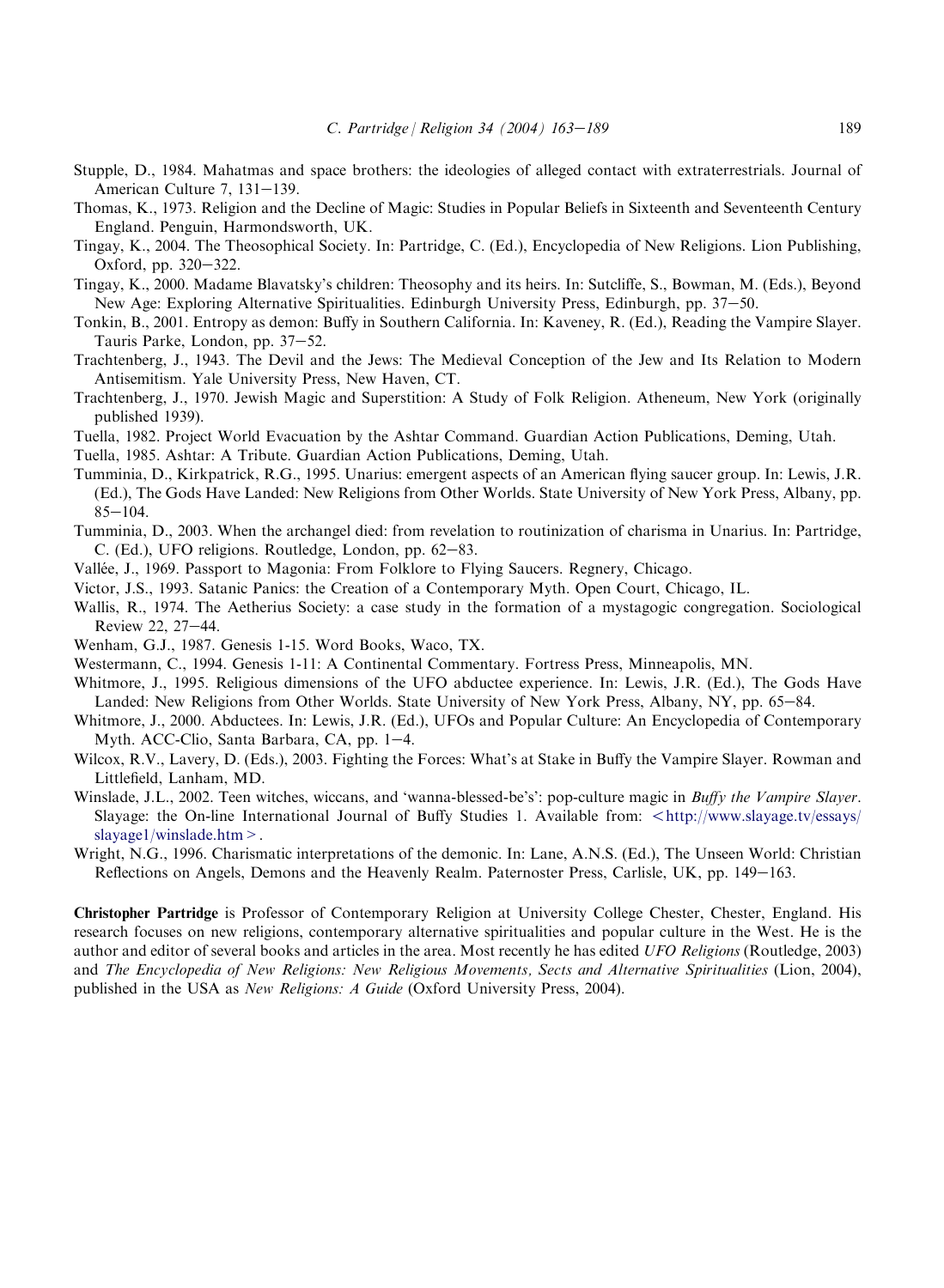Stupple, D., 1984. Mahatmas and space brothers: the ideologies of alleged contact with extraterrestrials. Journal of American Culture 7, 131–139.

Thomas, K., 1973. Religion and the Decline of Magic: Studies in Popular Beliefs in Sixteenth and Seventeenth Century England. Penguin, Harmondsworth, UK.

Tingay, K., 2004. The Theosophical Society. In: Partridge, C. (Ed.), Encyclopedia of New Religions. Lion Publishing, Oxford, pp. 320–322.

Tingay, K., 2000. Madame Blavatsky's children: Theosophy and its heirs. In: Sutcliffe, S., Bowman, M. (Eds.), Beyond New Age: Exploring Alternative Spiritualities. Edinburgh University Press, Edinburgh, pp. 37–50.

Tonkin, B., 2001. Entropy as demon: Buffy in Southern California. In: Kaveney, R. (Ed.), Reading the Vampire Slayer. Tauris Parke, London, pp. 37–52.

Trachtenberg, J., 1943. The Devil and the Jews: The Medieval Conception of the Jew and Its Relation to Modern Antisemitism. Yale University Press, New Haven, CT.

Trachtenberg, J., 1970. Jewish Magic and Superstition: A Study of Folk Religion. Atheneum, New York (originally published 1939).

Tuella, 1982. Project World Evacuation by the Ashtar Command. Guardian Action Publications, Deming, Utah.

Tuella, 1985. Ashtar: A Tribute. Guardian Action Publications, Deming, Utah.

Tumminia, D., Kirkpatrick, R.G., 1995. Unarius: emergent aspects of an American flying saucer group. In: Lewis, J.R. (Ed.), The Gods Have Landed: New Religions from Other Worlds. State University of New York Press, Albany, pp. 85–104.

Tumminia, D., 2003. When the archangel died: from revelation to routinization of charisma in Unarius. In: Partridge, C. (Ed.), UFO religions. Routledge, London, pp. 62–83.

Vallée, J., 1969. Passport to Magonia: From Folklore to Flying Saucers. Regnery, Chicago.

Victor, J.S., 1993. Satanic Panics: the Creation of a Contemporary Myth. Open Court, Chicago, IL.

Wallis, R., 1974. The Aetherius Society: a case study in the formation of a mystagogic congregation. Sociological Review 22, 27–44.

Wenham, G.J., 1987. Genesis 1-15. Word Books, Waco, TX.

Westermann, C., 1994. Genesis 1-11: A Continental Commentary. Fortress Press, Minneapolis, MN.

Whitmore, J., 1995. Religious dimensions of the UFO abductee experience. In: Lewis, J.R. (Ed.), The Gods Have Landed: New Religions from Other Worlds. State University of New York Press, Albany, NY, pp. 65–84.

Whitmore, J., 2000. Abductees. In: Lewis, J.R. (Ed.), UFOs and Popular Culture: An Encyclopedia of Contemporary Myth. ACC-Clio, Santa Barbara, CA, pp. 1–4.

Wilcox, R.V., Lavery, D. (Eds.), 2003. Fighting the Forces: What's at Stake in Buffy the Vampire Slayer. Rowman and Littlefield, Lanham, MD.

Winslade, J.L., 2002. Teen witches, wiccans, and 'wanna-blessed-be's': pop-culture magic in *Buffy the Vampire Slayer*. Slayage: the On-line International Journal of Buffy Studies 1. Available from: <http://www.slayage.tv/essays/slayage1/winslade.htm>.

Wright, N.G., 1996. Charismatic interpretations of the demonic. In: Lane, A.N.S. (Ed.), The Unseen World: Christian Reflections on Angels, Demons and the Heavenly Realm. Paternoster Press, Carlisle, UK, pp. 149–163.

**Christopher Partridge** is Professor of Contemporary Religion at University College Chester, Chester, England. His research focuses on new religions, contemporary alternative spiritualities and popular culture in the West. He is the author and editor of several books and articles in the area. Most recently he has edited *UFO Religions* (Routledge, 2003) and *The Encyclopedia of New Religions: New Religious Movements, Sects and Alternative Spiritualities* (Lion, 2004), published in the USA as *New Religions: A Guide* (Oxford University Press, 2004).